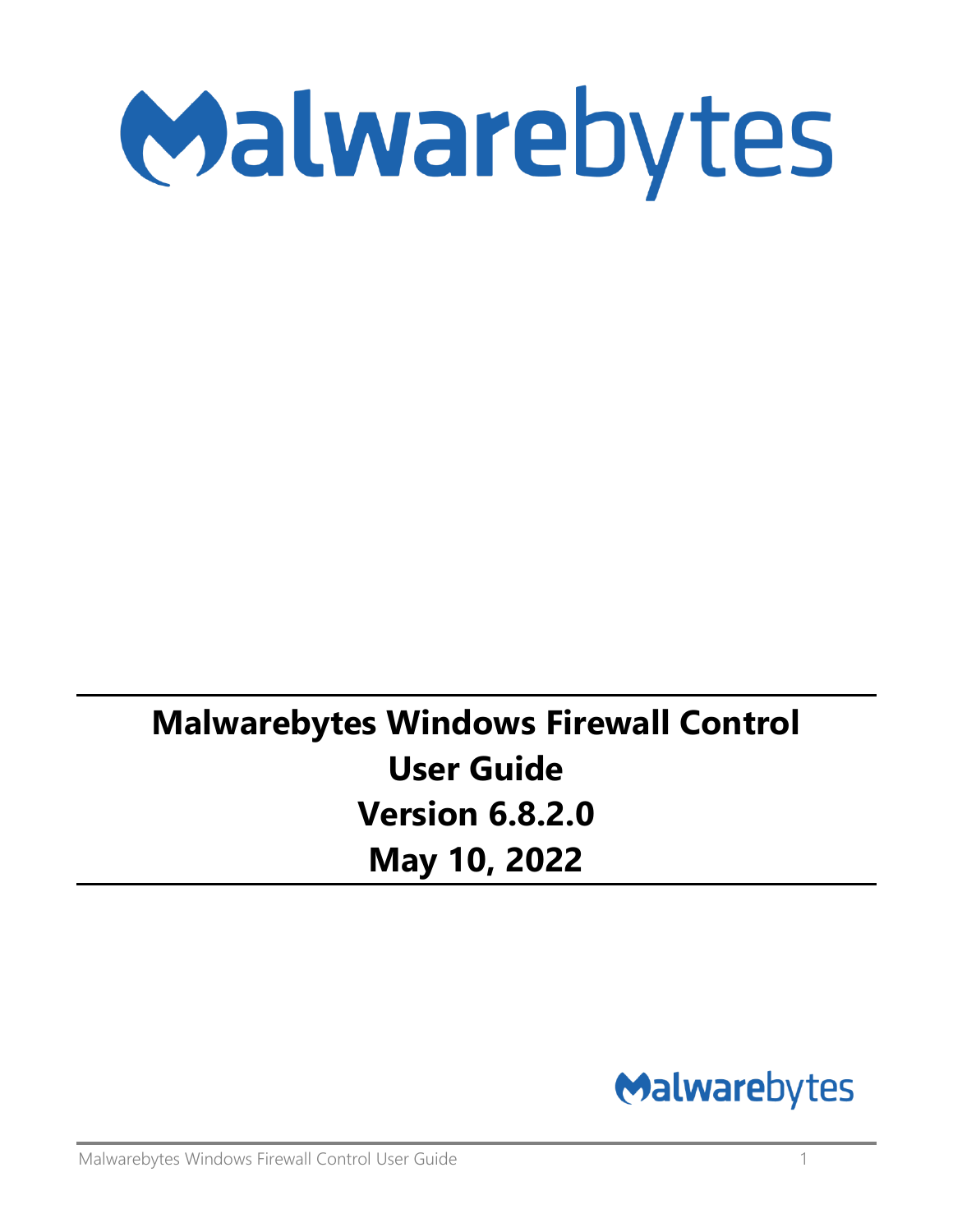# Malwarebytes Windows Firewall Control
# User Guide
# Version 6.8.2.0
# May 10, 2022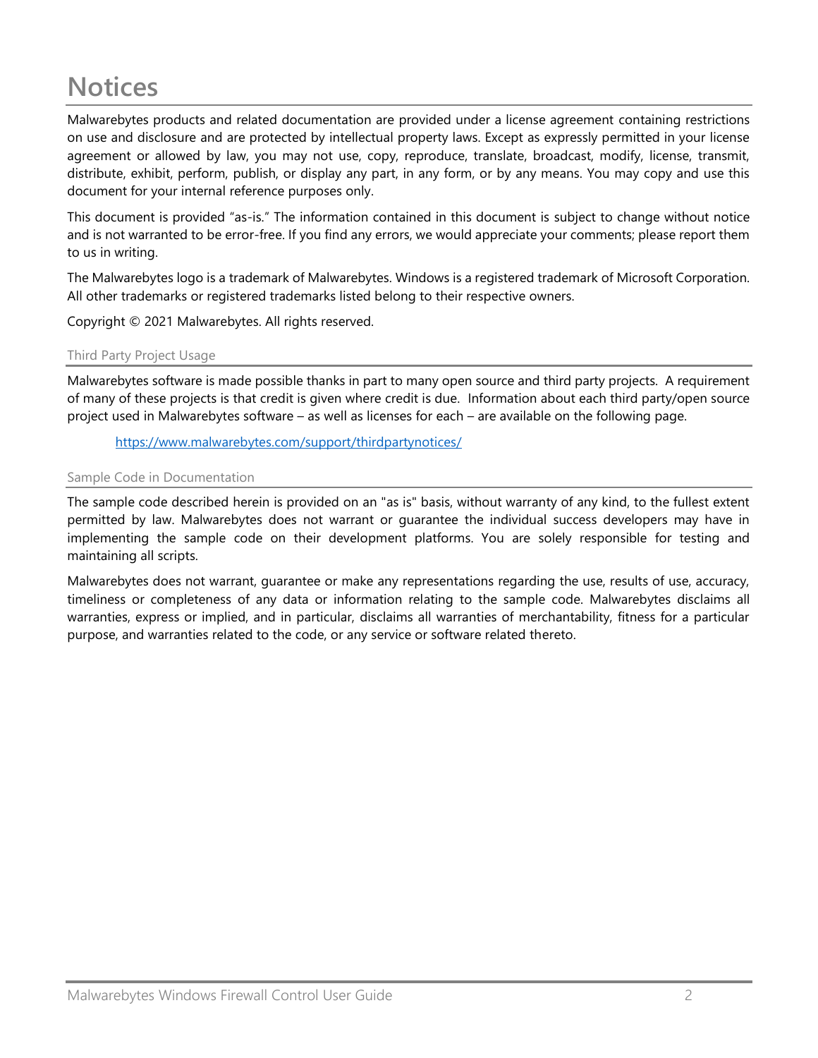# Notices

Malwarebytes products and related documentation are provided under a license agreement containing restrictions on use and disclosure and are protected by intellectual property laws. Except as expressly permitted in your license agreement or allowed by law, you may not use, copy, reproduce, translate, broadcast, modify, license, transmit, distribute, exhibit, perform, publish, or display any part, in any form, or by any means. You may copy and use this document for your internal reference purposes only.

This document is provided "as-is." The information contained in this document is subject to change without notice and is not warranted to be error-free. If you find any errors, we would appreciate your comments; please report them to us in writing.

The Malwarebytes logo is a trademark of Malwarebytes. Windows is a registered trademark of Microsoft Corporation. All other trademarks or registered trademarks listed belong to their respective owners.

Copyright © 2021 Malwarebytes. All rights reserved.

## Third Party Project Usage

Malwarebytes software is made possible thanks in part to many open source and third party projects. A requirement of many of these projects is that credit is given where credit is due. Information about each third party/open source project used in Malwarebytes software – as well as licenses for each – are available on the following page.

https://www.malwarebytes.com/support/thirdpartynotices/

## Sample Code in Documentation

The sample code described herein is provided on an "as is" basis, without warranty of any kind, to the fullest extent permitted by law. Malwarebytes does not warrant or guarantee the individual success developers may have in implementing the sample code on their development platforms. You are solely responsible for testing and maintaining all scripts.

Malwarebytes does not warrant, guarantee or make any representations regarding the use, results of use, accuracy, timeliness or completeness of any data or information relating to the sample code. Malwarebytes disclaims all warranties, express or implied, and in particular, disclaims all warranties of merchantability, fitness for a particular purpose, and warranties related to the code, or any service or software related thereto.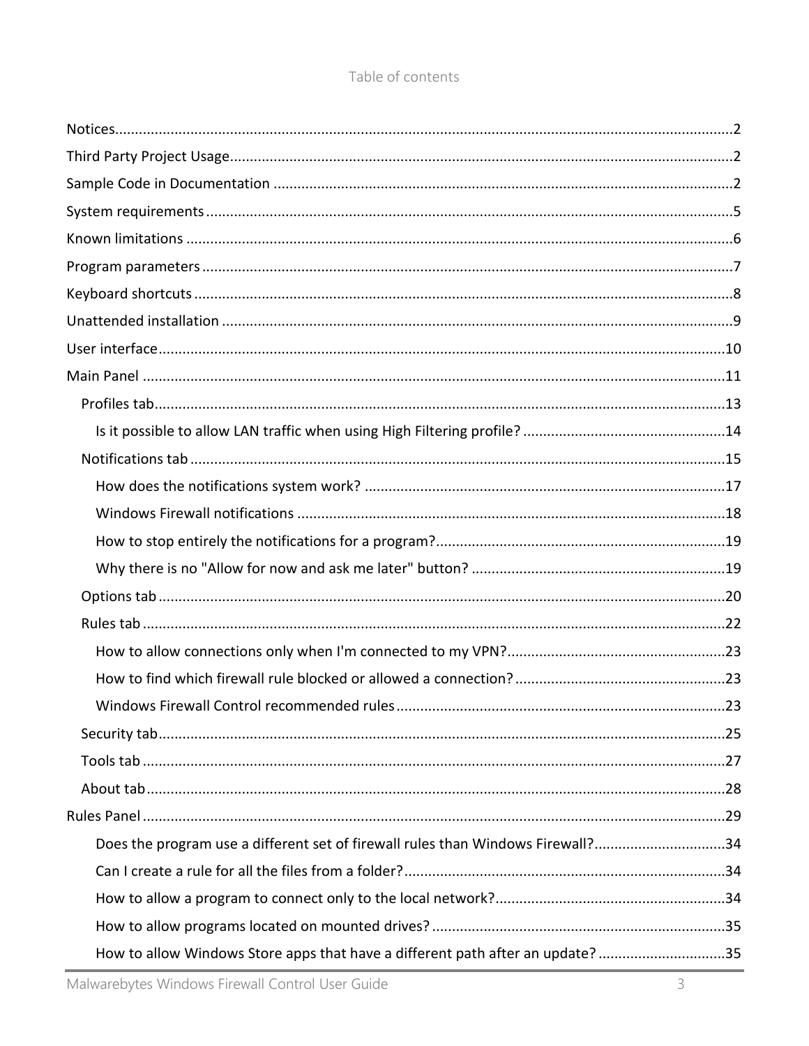Table of contents

- Notices ........ 2
- Third Party Project Usage ........ 2
- Sample Code in Documentation ........ 2
- System requirements ........ 5
- Known limitations ........ 6
- Program parameters ........ 7
- Keyboard shortcuts ........ 8
- Unattended installation ........ 9
- User interface ........ 10
- Main Panel ........ 11
  - Profiles tab ........ 13
    - Is it possible to allow LAN traffic when using High Filtering profile? ........ 14
  - Notifications tab ........ 15
    - How does the notifications system work? ........ 17
    - Windows Firewall notifications ........ 18
    - How to stop entirely the notifications for a program? ........ 19
    - Why there is no "Allow for now and ask me later" button? ........ 19
  - Options tab ........ 20
  - Rules tab ........ 22
    - How to allow connections only when I'm connected to my VPN? ........ 23
    - How to find which firewall rule blocked or allowed a connection? ........ 23
    - Windows Firewall Control recommended rules ........ 23
  - Security tab ........ 25
  - Tools tab ........ 27
  - About tab ........ 28
- Rules Panel ........ 29
    - Does the program use a different set of firewall rules than Windows Firewall? ........ 34
    - Can I create a rule for all the files from a folder? ........ 34
    - How to allow a program to connect only to the local network? ........ 34
    - How to allow programs located on mounted drives? ........ 35
    - How to allow Windows Store apps that have a different path after an update? ........ 35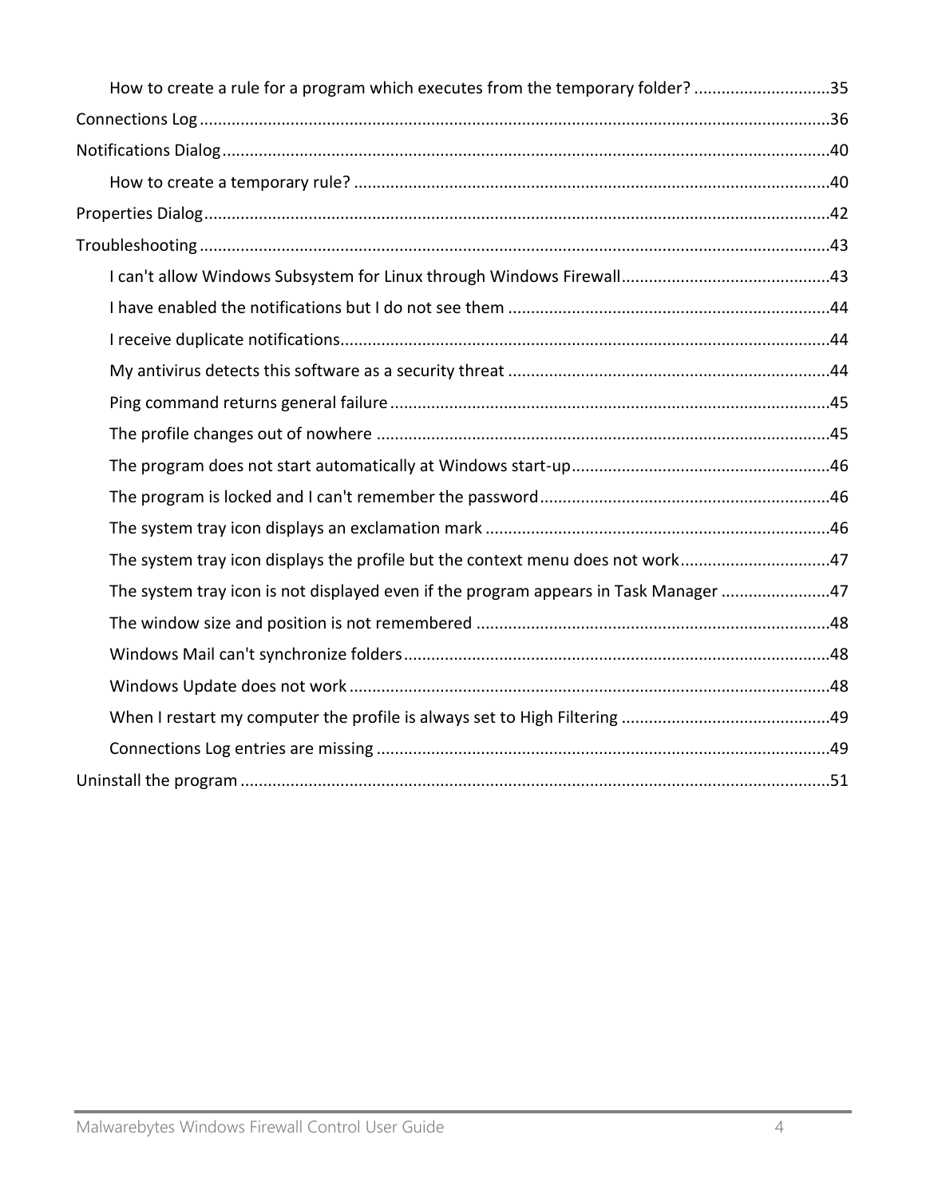- How to create a rule for a program which executes from the temporary folder? .....35

Connections Log .....36

Notifications Dialog .....40

- How to create a temporary rule? .....40

Properties Dialog .....42

Troubleshooting .....43

- I can't allow Windows Subsystem for Linux through Windows Firewall .....43
- I have enabled the notifications but I do not see them .....44
- I receive duplicate notifications .....44
- My antivirus detects this software as a security threat .....44
- Ping command returns general failure .....45
- The profile changes out of nowhere .....45
- The program does not start automatically at Windows start-up .....46
- The program is locked and I can't remember the password .....46
- The system tray icon displays an exclamation mark .....46
- The system tray icon displays the profile but the context menu does not work .....47
- The system tray icon is not displayed even if the program appears in Task Manager .....47
- The window size and position is not remembered .....48
- Windows Mail can't synchronize folders .....48
- Windows Update does not work .....48
- When I restart my computer the profile is always set to High Filtering .....49
- Connections Log entries are missing .....49

Uninstall the program .....51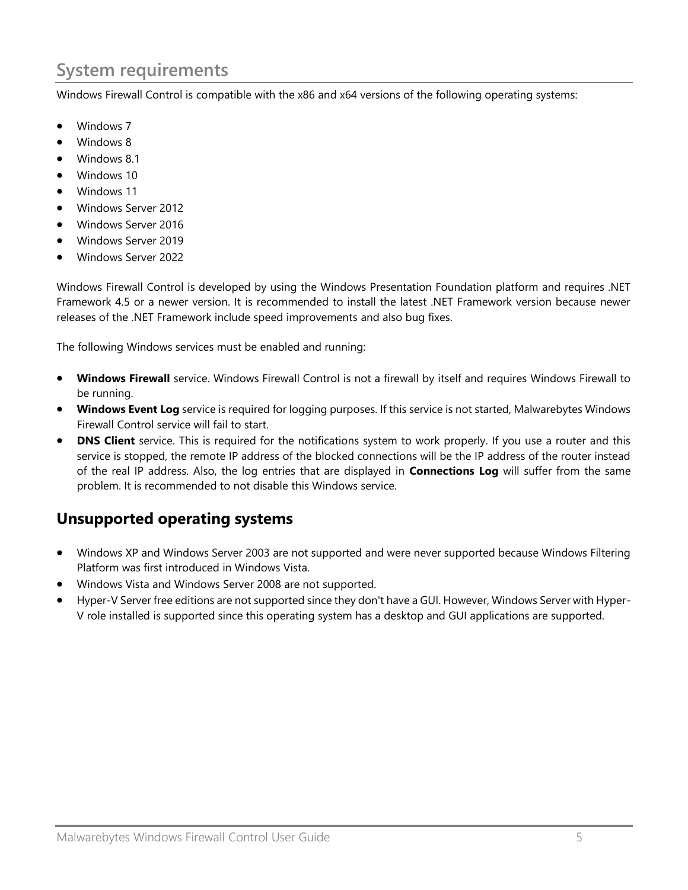# System requirements

Windows Firewall Control is compatible with the x86 and x64 versions of the following operating systems:

- Windows 7
- Windows 8
- Windows 8.1
- Windows 10
- Windows 11
- Windows Server 2012
- Windows Server 2016
- Windows Server 2019
- Windows Server 2022

Windows Firewall Control is developed by using the Windows Presentation Foundation platform and requires .NET Framework 4.5 or a newer version. It is recommended to install the latest .NET Framework version because newer releases of the .NET Framework include speed improvements and also bug fixes.

The following Windows services must be enabled and running:

- **Windows Firewall** service. Windows Firewall Control is not a firewall by itself and requires Windows Firewall to be running.
- **Windows Event Log** service is required for logging purposes. If this service is not started, Malwarebytes Windows Firewall Control service will fail to start.
- **DNS Client** service. This is required for the notifications system to work properly. If you use a router and this service is stopped, the remote IP address of the blocked connections will be the IP address of the router instead of the real IP address. Also, the log entries that are displayed in **Connections Log** will suffer from the same problem. It is recommended to not disable this Windows service.

## Unsupported operating systems

- Windows XP and Windows Server 2003 are not supported and were never supported because Windows Filtering Platform was first introduced in Windows Vista.
- Windows Vista and Windows Server 2008 are not supported.
- Hyper-V Server free editions are not supported since they don't have a GUI. However, Windows Server with Hyper-V role installed is supported since this operating system has a desktop and GUI applications are supported.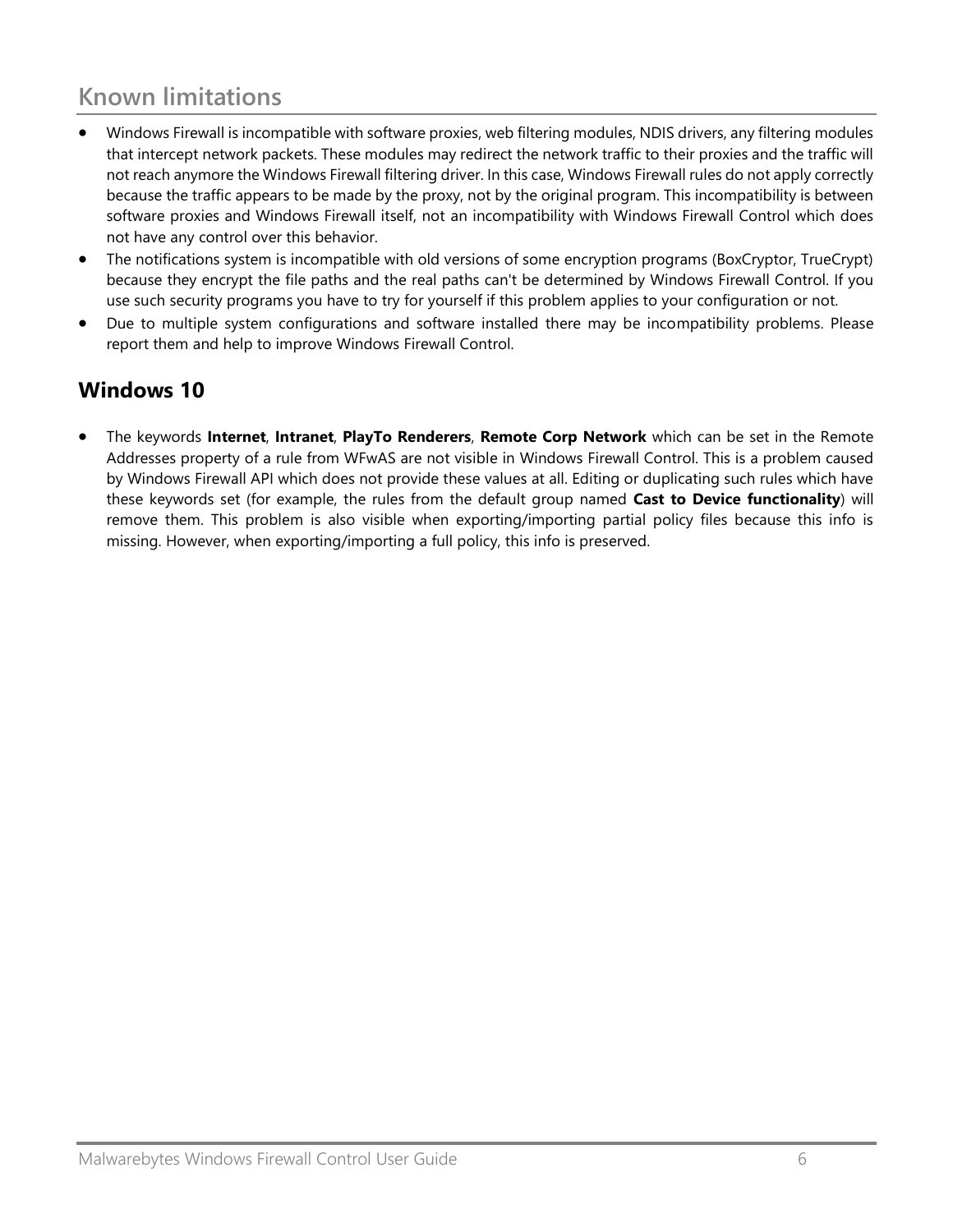## Known limitations

- Windows Firewall is incompatible with software proxies, web filtering modules, NDIS drivers, any filtering modules that intercept network packets. These modules may redirect the network traffic to their proxies and the traffic will not reach anymore the Windows Firewall filtering driver. In this case, Windows Firewall rules do not apply correctly because the traffic appears to be made by the proxy, not by the original program. This incompatibility is between software proxies and Windows Firewall itself, not an incompatibility with Windows Firewall Control which does not have any control over this behavior.
- The notifications system is incompatible with old versions of some encryption programs (BoxCryptor, TrueCrypt) because they encrypt the file paths and the real paths can't be determined by Windows Firewall Control. If you use such security programs you have to try for yourself if this problem applies to your configuration or not.
- Due to multiple system configurations and software installed there may be incompatibility problems. Please report them and help to improve Windows Firewall Control.

### Windows 10

- The keywords **Internet**, **Intranet**, **PlayTo Renderers**, **Remote Corp Network** which can be set in the Remote Addresses property of a rule from WFwAS are not visible in Windows Firewall Control. This is a problem caused by Windows Firewall API which does not provide these values at all. Editing or duplicating such rules which have these keywords set (for example, the rules from the default group named **Cast to Device functionality**) will remove them. This problem is also visible when exporting/importing partial policy files because this info is missing. However, when exporting/importing a full policy, this info is preserved.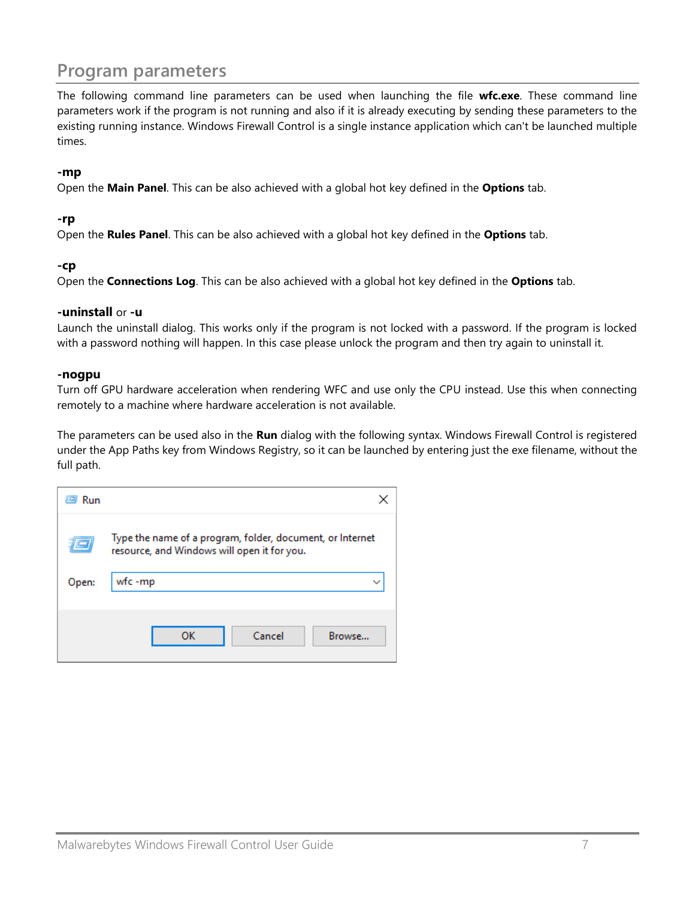## Program parameters

The following command line parameters can be used when launching the file **wfc.exe**. These command line parameters work if the program is not running and also if it is already executing by sending these parameters to the existing running instance. Windows Firewall Control is a single instance application which can't be launched multiple times.

**-mp**
Open the **Main Panel**. This can be also achieved with a global hot key defined in the **Options** tab.

**-rp**
Open the **Rules Panel**. This can be also achieved with a global hot key defined in the **Options** tab.

**-cp**
Open the **Connections Log**. This can be also achieved with a global hot key defined in the **Options** tab.

**-uninstall** or **-u**
Launch the uninstall dialog. This works only if the program is not locked with a password. If the program is locked with a password nothing will happen. In this case please unlock the program and then try again to uninstall it.

**-nogpu**
Turn off GPU hardware acceleration when rendering WFC and use only the CPU instead. Use this when connecting remotely to a machine where hardware acceleration is not available.

The parameters can be used also in the **Run** dialog with the following syntax. Windows Firewall Control is registered under the App Paths key from Windows Registry, so it can be launched by entering just the exe filename, without the full path.

Run

Type the name of a program, folder, document, or Internet resource, and Windows will open it for you.

Open: wfc -mp

OK | Cancel | Browse...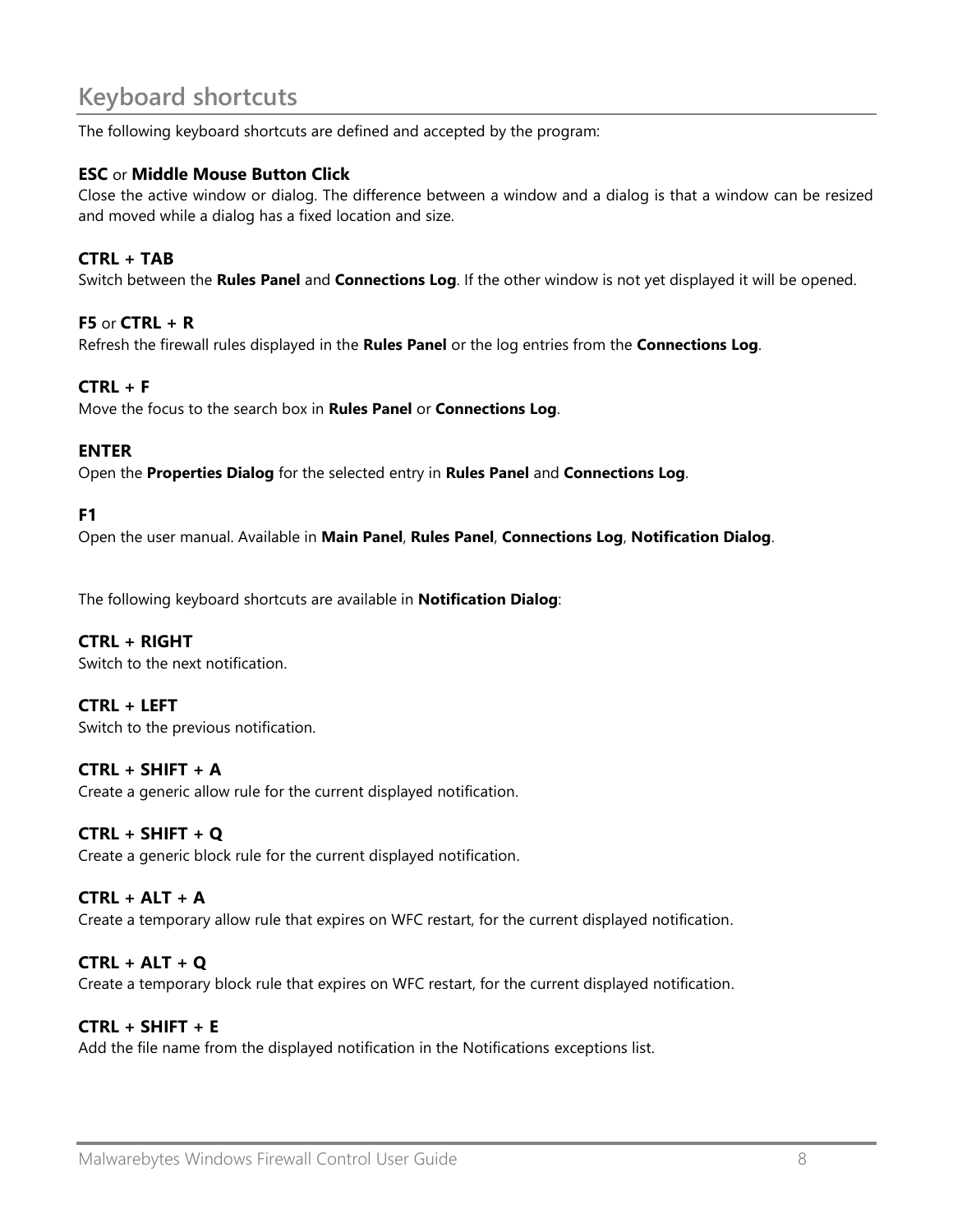# Keyboard shortcuts

The following keyboard shortcuts are defined and accepted by the program:

**ESC** or **Middle Mouse Button Click**
Close the active window or dialog. The difference between a window and a dialog is that a window can be resized and moved while a dialog has a fixed location and size.

**CTRL + TAB**
Switch between the **Rules Panel** and **Connections Log**. If the other window is not yet displayed it will be opened.

**F5** or **CTRL + R**
Refresh the firewall rules displayed in the **Rules Panel** or the log entries from the **Connections Log**.

**CTRL + F**
Move the focus to the search box in **Rules Panel** or **Connections Log**.

**ENTER**
Open the **Properties Dialog** for the selected entry in **Rules Panel** and **Connections Log**.

**F1**
Open the user manual. Available in **Main Panel**, **Rules Panel**, **Connections Log**, **Notification Dialog**.

The following keyboard shortcuts are available in **Notification Dialog**:

**CTRL + RIGHT**
Switch to the next notification.

**CTRL + LEFT**
Switch to the previous notification.

**CTRL + SHIFT + A**
Create a generic allow rule for the current displayed notification.

**CTRL + SHIFT + Q**
Create a generic block rule for the current displayed notification.

**CTRL + ALT + A**
Create a temporary allow rule that expires on WFC restart, for the current displayed notification.

**CTRL + ALT + Q**
Create a temporary block rule that expires on WFC restart, for the current displayed notification.

**CTRL + SHIFT + E**
Add the file name from the displayed notification in the Notifications exceptions list.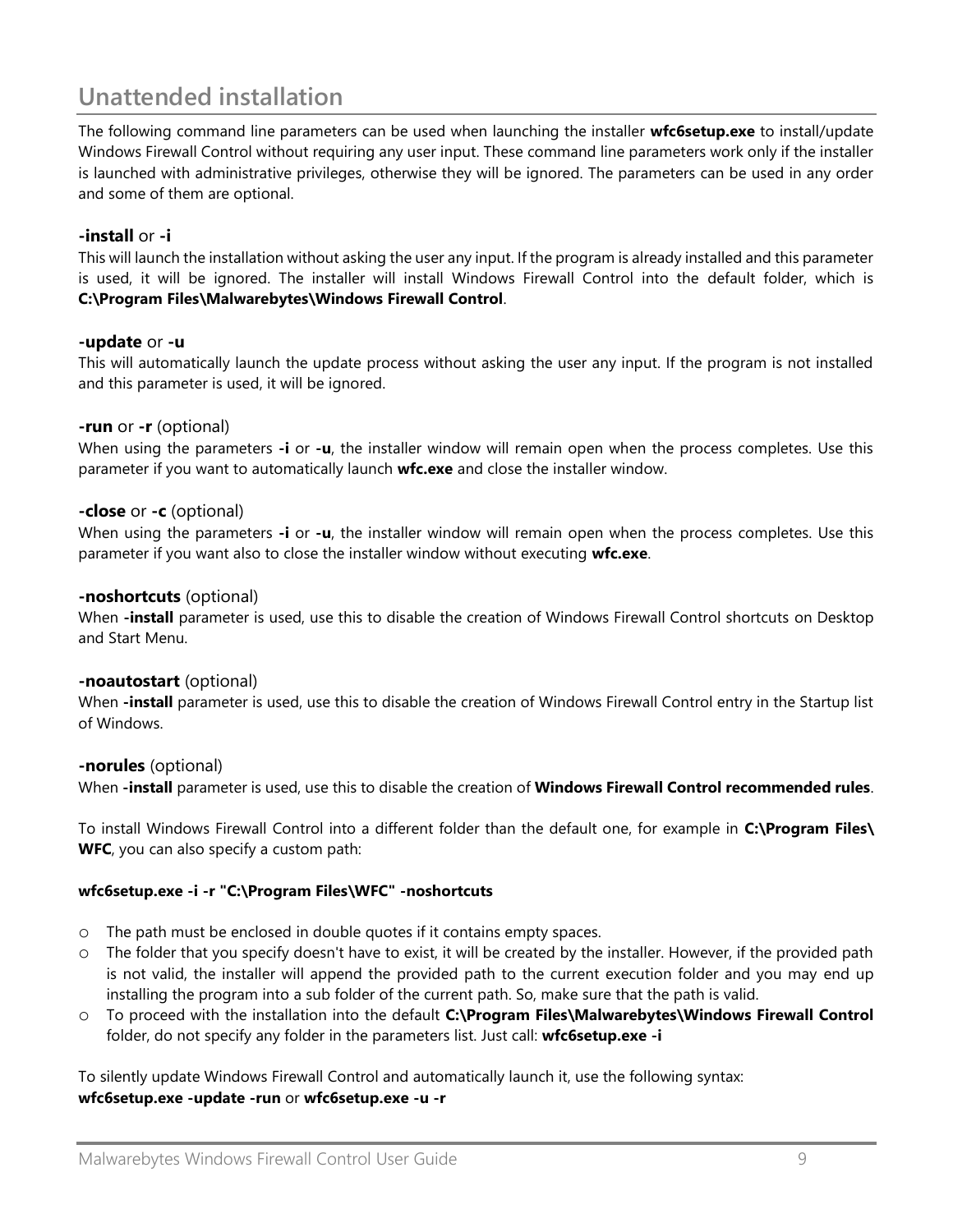## Unattended installation

The following command line parameters can be used when launching the installer **wfc6setup.exe** to install/update Windows Firewall Control without requiring any user input. These command line parameters work only if the installer is launched with administrative privileges, otherwise they will be ignored. The parameters can be used in any order and some of them are optional.

**-install** or **-i**
This will launch the installation without asking the user any input. If the program is already installed and this parameter is used, it will be ignored. The installer will install Windows Firewall Control into the default folder, which is **C:\Program Files\Malwarebytes\Windows Firewall Control**.

**-update** or **-u**
This will automatically launch the update process without asking the user any input. If the program is not installed and this parameter is used, it will be ignored.

**-run** or **-r** (optional)
When using the parameters **-i** or **-u**, the installer window will remain open when the process completes. Use this parameter if you want to automatically launch **wfc.exe** and close the installer window.

**-close** or **-c** (optional)
When using the parameters **-i** or **-u**, the installer window will remain open when the process completes. Use this parameter if you want also to close the installer window without executing **wfc.exe**.

**-noshortcuts** (optional)
When **-install** parameter is used, use this to disable the creation of Windows Firewall Control shortcuts on Desktop and Start Menu.

**-noautostart** (optional)
When **-install** parameter is used, use this to disable the creation of Windows Firewall Control entry in the Startup list of Windows.

**-norules** (optional)
When **-install** parameter is used, use this to disable the creation of **Windows Firewall Control recommended rules**.

To install Windows Firewall Control into a different folder than the default one, for example in **C:\Program Files\WFC**, you can also specify a custom path:

**wfc6setup.exe -i -r "C:\Program Files\WFC" -noshortcuts**

- The path must be enclosed in double quotes if it contains empty spaces.
- The folder that you specify doesn't have to exist, it will be created by the installer. However, if the provided path is not valid, the installer will append the provided path to the current execution folder and you may end up installing the program into a sub folder of the current path. So, make sure that the path is valid.
- To proceed with the installation into the default **C:\Program Files\Malwarebytes\Windows Firewall Control** folder, do not specify any folder in the parameters list. Just call: **wfc6setup.exe -i**

To silently update Windows Firewall Control and automatically launch it, use the following syntax:
**wfc6setup.exe -update -run** or **wfc6setup.exe -u -r**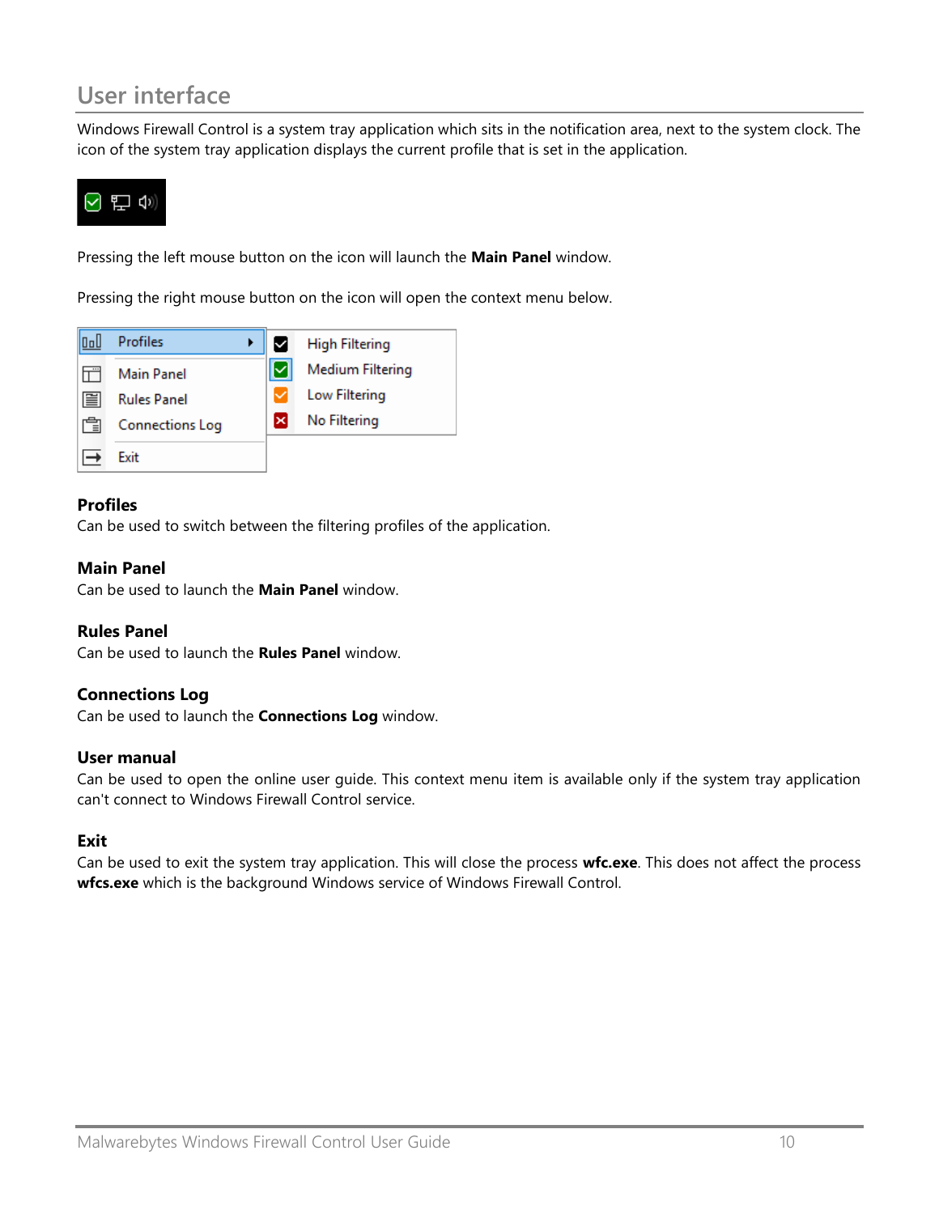# User interface

Windows Firewall Control is a system tray application which sits in the notification area, next to the system clock. The icon of the system tray application displays the current profile that is set in the application.

Pressing the left mouse button on the icon will launch the **Main Panel** window.

Pressing the right mouse button on the icon will open the context menu below.

### Profiles

Can be used to switch between the filtering profiles of the application.

### Main Panel

Can be used to launch the **Main Panel** window.

### Rules Panel

Can be used to launch the **Rules Panel** window.

### Connections Log

Can be used to launch the **Connections Log** window.

### User manual

Can be used to open the online user guide. This context menu item is available only if the system tray application can't connect to Windows Firewall Control service.

### Exit

Can be used to exit the system tray application. This will close the process **wfc.exe**. This does not affect the process **wfcs.exe** which is the background Windows service of Windows Firewall Control.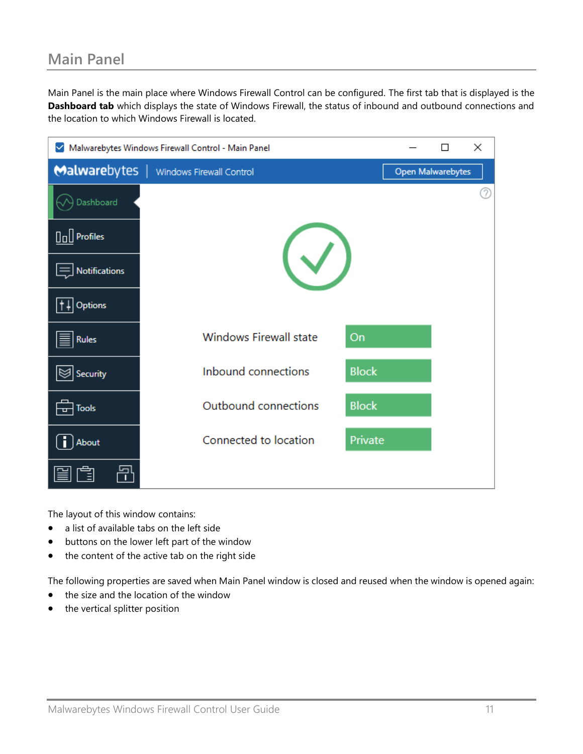## Main Panel

Main Panel is the main place where Windows Firewall Control can be configured. The first tab that is displayed is the **Dashboard tab** which displays the state of Windows Firewall, the status of inbound and outbound connections and the location to which Windows Firewall is located.

The layout of this window contains:

- a list of available tabs on the left side
- buttons on the lower left part of the window
- the content of the active tab on the right side

The following properties are saved when Main Panel window is closed and reused when the window is opened again:

- the size and the location of the window
- the vertical splitter position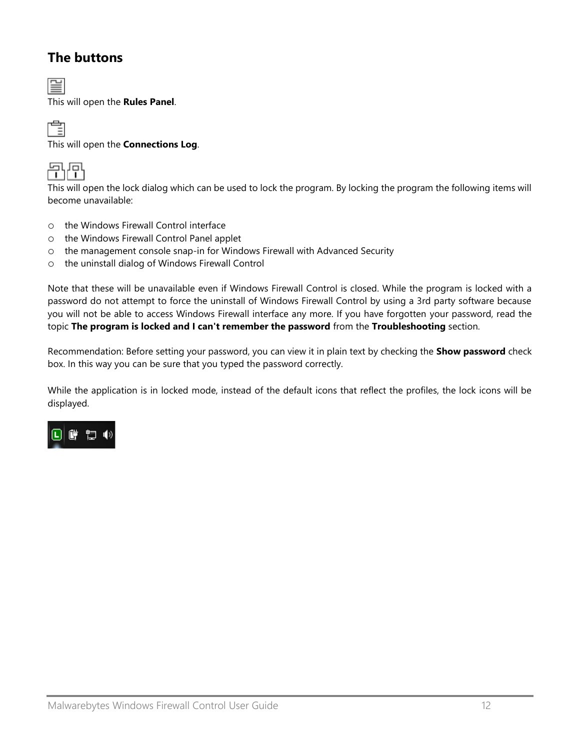## The buttons

This will open the **Rules Panel**.

This will open the **Connections Log**.

This will open the lock dialog which can be used to lock the program. By locking the program the following items will become unavailable:

- the Windows Firewall Control interface
- the Windows Firewall Control Panel applet
- the management console snap-in for Windows Firewall with Advanced Security
- the uninstall dialog of Windows Firewall Control

Note that these will be unavailable even if Windows Firewall Control is closed. While the program is locked with a password do not attempt to force the uninstall of Windows Firewall Control by using a 3rd party software because you will not be able to access Windows Firewall interface any more. If you have forgotten your password, read the topic **The program is locked and I can't remember the password** from the **Troubleshooting** section.

Recommendation: Before setting your password, you can view it in plain text by checking the **Show password** check box. In this way you can be sure that you typed the password correctly.

While the application is in locked mode, instead of the default icons that reflect the profiles, the lock icons will be displayed.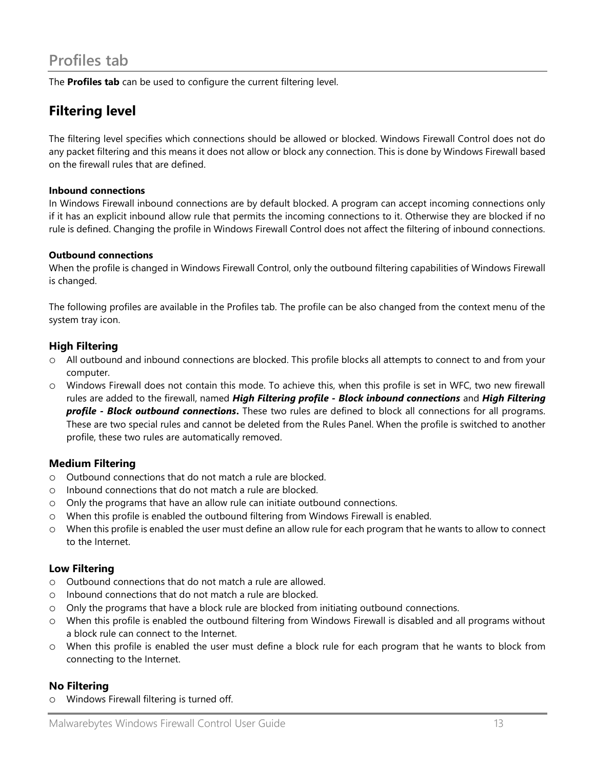# Profiles tab

The **Profiles tab** can be used to configure the current filtering level.

## Filtering level

The filtering level specifies which connections should be allowed or blocked. Windows Firewall Control does not do any packet filtering and this means it does not allow or block any connection. This is done by Windows Firewall based on the firewall rules that are defined.

**Inbound connections**
In Windows Firewall inbound connections are by default blocked. A program can accept incoming connections only if it has an explicit inbound allow rule that permits the incoming connections to it. Otherwise they are blocked if no rule is defined. Changing the profile in Windows Firewall Control does not affect the filtering of inbound connections.

**Outbound connections**
When the profile is changed in Windows Firewall Control, only the outbound filtering capabilities of Windows Firewall is changed.

The following profiles are available in the Profiles tab. The profile can be also changed from the context menu of the system tray icon.

### High Filtering

- All outbound and inbound connections are blocked. This profile blocks all attempts to connect to and from your computer.
- Windows Firewall does not contain this mode. To achieve this, when this profile is set in WFC, two new firewall rules are added to the firewall, named ***High Filtering profile - Block inbound connections*** and ***High Filtering profile - Block outbound connections*.** These two rules are defined to block all connections for all programs. These are two special rules and cannot be deleted from the Rules Panel. When the profile is switched to another profile, these two rules are automatically removed.

### Medium Filtering

- Outbound connections that do not match a rule are blocked.
- Inbound connections that do not match a rule are blocked.
- Only the programs that have an allow rule can initiate outbound connections.
- When this profile is enabled the outbound filtering from Windows Firewall is enabled.
- When this profile is enabled the user must define an allow rule for each program that he wants to allow to connect to the Internet.

### Low Filtering

- Outbound connections that do not match a rule are allowed.
- Inbound connections that do not match a rule are blocked.
- Only the programs that have a block rule are blocked from initiating outbound connections.
- When this profile is enabled the outbound filtering from Windows Firewall is disabled and all programs without a block rule can connect to the Internet.
- When this profile is enabled the user must define a block rule for each program that he wants to block from connecting to the Internet.

### No Filtering

- Windows Firewall filtering is turned off.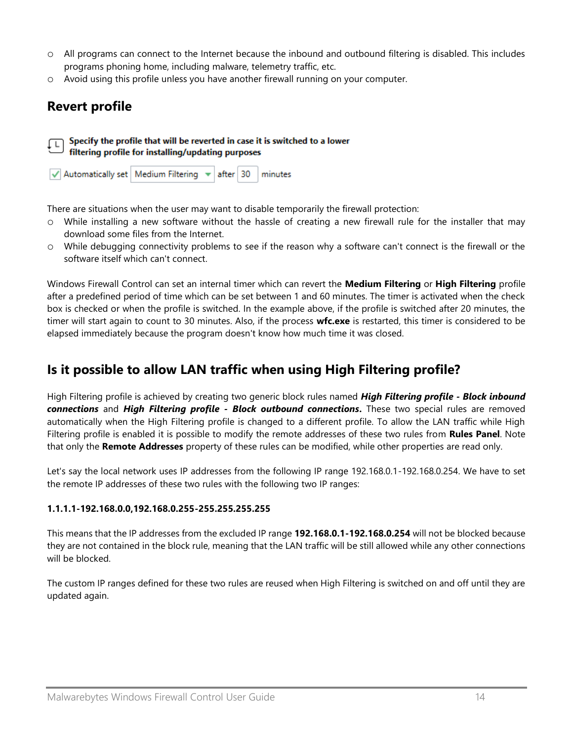- All programs can connect to the Internet because the inbound and outbound filtering is disabled. This includes programs phoning home, including malware, telemetry traffic, etc.
- Avoid using this profile unless you have another firewall running on your computer.

## Revert profile

**Specify the profile that will be reverted in case it is switched to a lower filtering profile for installing/updating purposes**

✓ Automatically set Medium Filtering after 30 minutes

There are situations when the user may want to disable temporarily the firewall protection:

- While installing a new software without the hassle of creating a new firewall rule for the installer that may download some files from the Internet.
- While debugging connectivity problems to see if the reason why a software can't connect is the firewall or the software itself which can't connect.

Windows Firewall Control can set an internal timer which can revert the **Medium Filtering** or **High Filtering** profile after a predefined period of time which can be set between 1 and 60 minutes. The timer is activated when the check box is checked or when the profile is switched. In the example above, if the profile is switched after 20 minutes, the timer will start again to count to 30 minutes. Also, if the process **wfc.exe** is restarted, this timer is considered to be elapsed immediately because the program doesn't know how much time it was closed.

## Is it possible to allow LAN traffic when using High Filtering profile?

High Filtering profile is achieved by creating two generic block rules named ***High Filtering profile - Block inbound connections*** and ***High Filtering profile - Block outbound connections*****.** These two special rules are removed automatically when the High Filtering profile is changed to a different profile. To allow the LAN traffic while High Filtering profile is enabled it is possible to modify the remote addresses of these two rules from **Rules Panel**. Note that only the **Remote Addresses** property of these rules can be modified, while other properties are read only.

Let's say the local network uses IP addresses from the following IP range 192.168.0.1-192.168.0.254. We have to set the remote IP addresses of these two rules with the following two IP ranges:

**1.1.1.1-192.168.0.0,192.168.0.255-255.255.255.255**

This means that the IP addresses from the excluded IP range **192.168.0.1-192.168.0.254** will not be blocked because they are not contained in the block rule, meaning that the LAN traffic will be still allowed while any other connections will be blocked.

The custom IP ranges defined for these two rules are reused when High Filtering is switched on and off until they are updated again.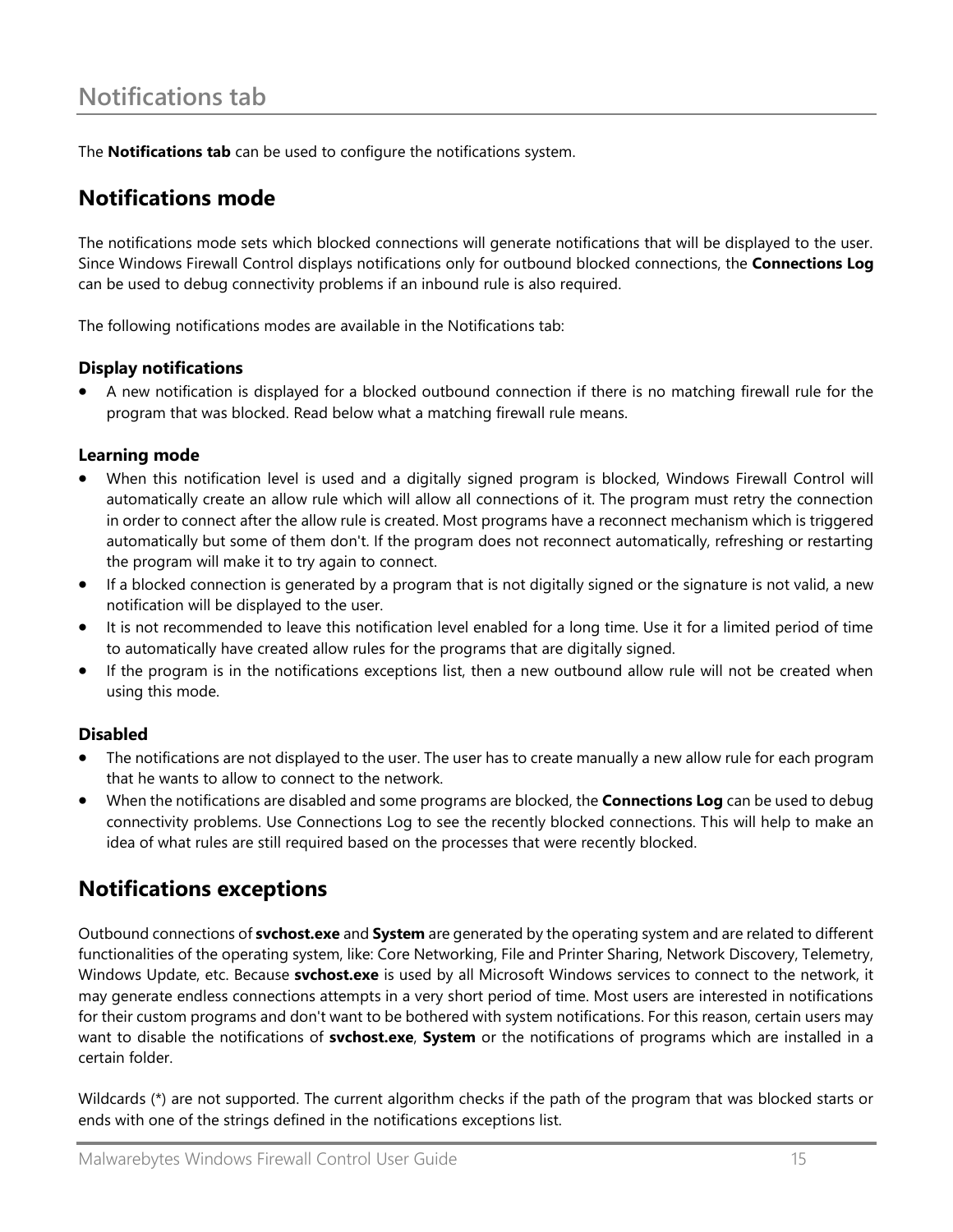# Notifications tab

The **Notifications tab** can be used to configure the notifications system.

## Notifications mode

The notifications mode sets which blocked connections will generate notifications that will be displayed to the user. Since Windows Firewall Control displays notifications only for outbound blocked connections, the **Connections Log** can be used to debug connectivity problems if an inbound rule is also required.

The following notifications modes are available in the Notifications tab:

### Display notifications

- A new notification is displayed for a blocked outbound connection if there is no matching firewall rule for the program that was blocked. Read below what a matching firewall rule means.

### Learning mode

- When this notification level is used and a digitally signed program is blocked, Windows Firewall Control will automatically create an allow rule which will allow all connections of it. The program must retry the connection in order to connect after the allow rule is created. Most programs have a reconnect mechanism which is triggered automatically but some of them don't. If the program does not reconnect automatically, refreshing or restarting the program will make it to try again to connect.
- If a blocked connection is generated by a program that is not digitally signed or the signature is not valid, a new notification will be displayed to the user.
- It is not recommended to leave this notification level enabled for a long time. Use it for a limited period of time to automatically have created allow rules for the programs that are digitally signed.
- If the program is in the notifications exceptions list, then a new outbound allow rule will not be created when using this mode.

### Disabled

- The notifications are not displayed to the user. The user has to create manually a new allow rule for each program that he wants to allow to connect to the network.
- When the notifications are disabled and some programs are blocked, the **Connections Log** can be used to debug connectivity problems. Use Connections Log to see the recently blocked connections. This will help to make an idea of what rules are still required based on the processes that were recently blocked.

## Notifications exceptions

Outbound connections of **svchost.exe** and **System** are generated by the operating system and are related to different functionalities of the operating system, like: Core Networking, File and Printer Sharing, Network Discovery, Telemetry, Windows Update, etc. Because **svchost.exe** is used by all Microsoft Windows services to connect to the network, it may generate endless connections attempts in a very short period of time. Most users are interested in notifications for their custom programs and don't want to be bothered with system notifications. For this reason, certain users may want to disable the notifications of **svchost.exe**, **System** or the notifications of programs which are installed in a certain folder.

Wildcards (*) are not supported. The current algorithm checks if the path of the program that was blocked starts or ends with one of the strings defined in the notifications exceptions list.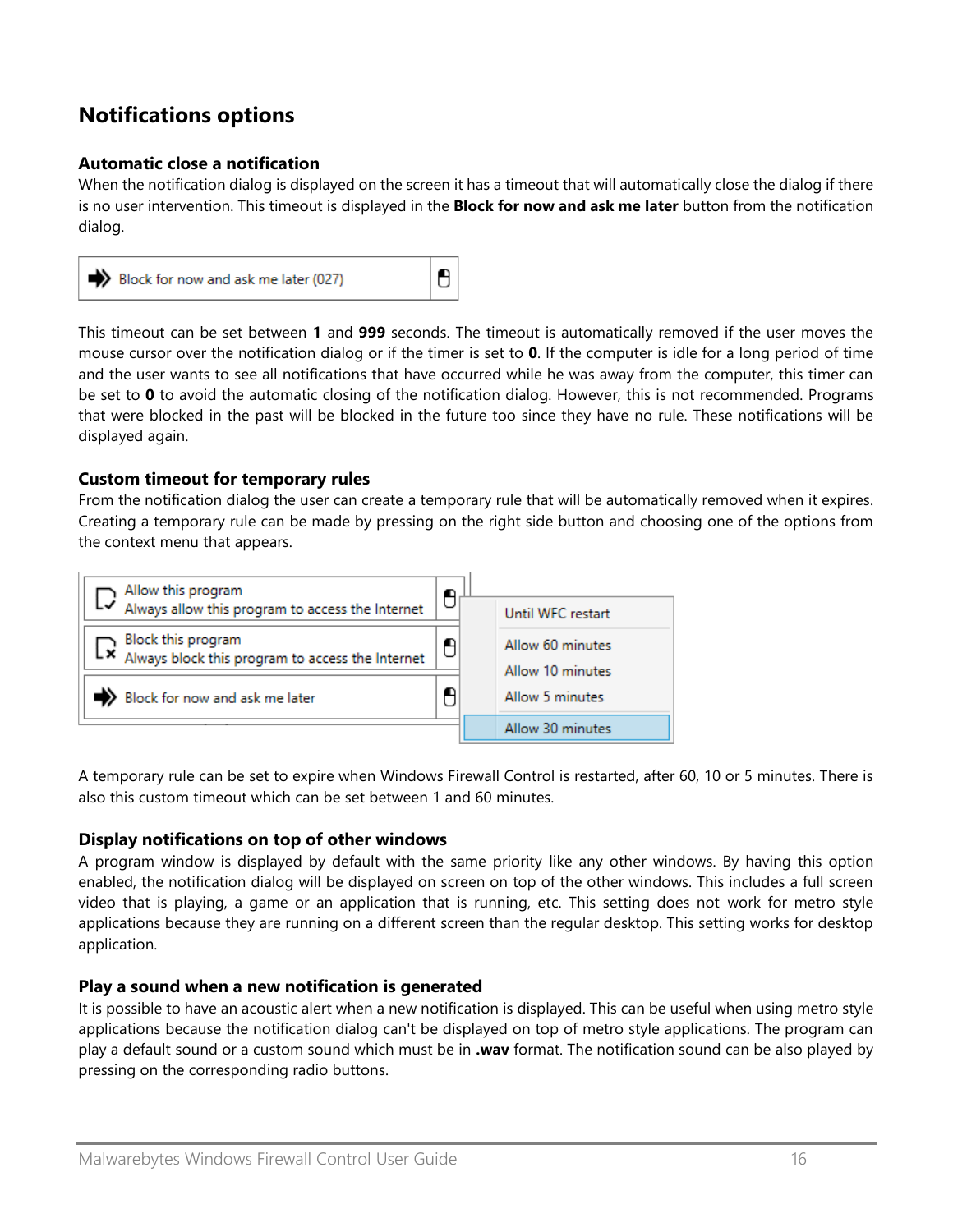## Notifications options

### Automatic close a notification

When the notification dialog is displayed on the screen it has a timeout that will automatically close the dialog if there is no user intervention. This timeout is displayed in the **Block for now and ask me later** button from the notification dialog.

This timeout can be set between **1** and **999** seconds. The timeout is automatically removed if the user moves the mouse cursor over the notification dialog or if the timer is set to **0**. If the computer is idle for a long period of time and the user wants to see all notifications that have occurred while he was away from the computer, this timer can be set to **0** to avoid the automatic closing of the notification dialog. However, this is not recommended. Programs that were blocked in the past will be blocked in the future too since they have no rule. These notifications will be displayed again.

### Custom timeout for temporary rules

From the notification dialog the user can create a temporary rule that will be automatically removed when it expires. Creating a temporary rule can be made by pressing on the right side button and choosing one of the options from the context menu that appears.

A temporary rule can be set to expire when Windows Firewall Control is restarted, after 60, 10 or 5 minutes. There is also this custom timeout which can be set between 1 and 60 minutes.

### Display notifications on top of other windows

A program window is displayed by default with the same priority like any other windows. By having this option enabled, the notification dialog will be displayed on screen on top of the other windows. This includes a full screen video that is playing, a game or an application that is running, etc. This setting does not work for metro style applications because they are running on a different screen than the regular desktop. This setting works for desktop application.

### Play a sound when a new notification is generated

It is possible to have an acoustic alert when a new notification is displayed. This can be useful when using metro style applications because the notification dialog can't be displayed on top of metro style applications. The program can play a default sound or a custom sound which must be in **.wav** format. The notification sound can be also played by pressing on the corresponding radio buttons.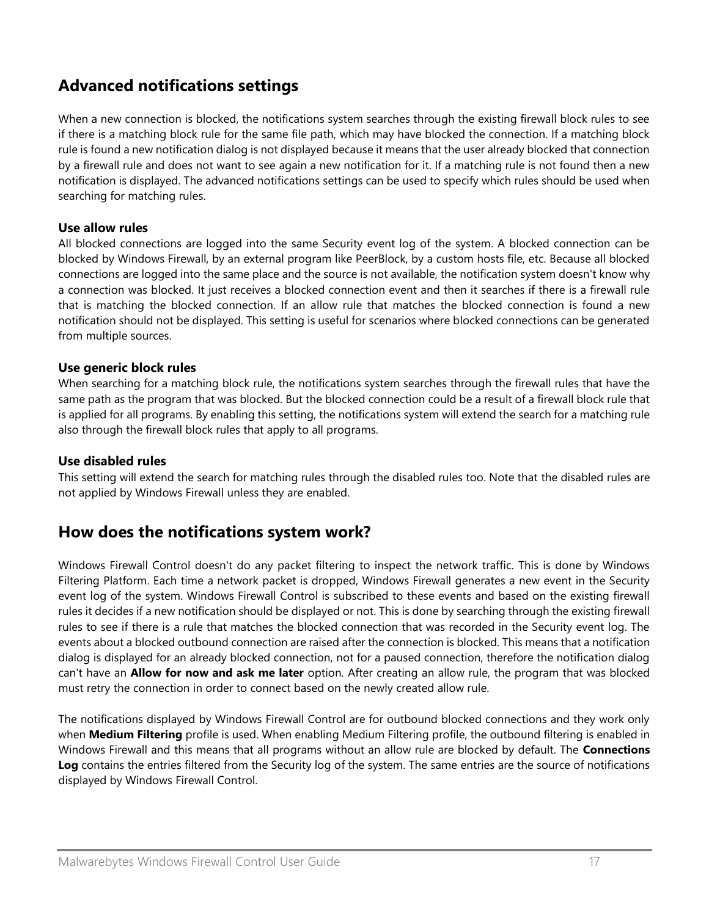## Advanced notifications settings

When a new connection is blocked, the notifications system searches through the existing firewall block rules to see if there is a matching block rule for the same file path, which may have blocked the connection. If a matching block rule is found a new notification dialog is not displayed because it means that the user already blocked that connection by a firewall rule and does not want to see again a new notification for it. If a matching rule is not found then a new notification is displayed. The advanced notifications settings can be used to specify which rules should be used when searching for matching rules.

### Use allow rules

All blocked connections are logged into the same Security event log of the system. A blocked connection can be blocked by Windows Firewall, by an external program like PeerBlock, by a custom hosts file, etc. Because all blocked connections are logged into the same place and the source is not available, the notification system doesn't know why a connection was blocked. It just receives a blocked connection event and then it searches if there is a firewall rule that is matching the blocked connection. If an allow rule that matches the blocked connection is found a new notification should not be displayed. This setting is useful for scenarios where blocked connections can be generated from multiple sources.

### Use generic block rules

When searching for a matching block rule, the notifications system searches through the firewall rules that have the same path as the program that was blocked. But the blocked connection could be a result of a firewall block rule that is applied for all programs. By enabling this setting, the notifications system will extend the search for a matching rule also through the firewall block rules that apply to all programs.

### Use disabled rules

This setting will extend the search for matching rules through the disabled rules too. Note that the disabled rules are not applied by Windows Firewall unless they are enabled.

## How does the notifications system work?

Windows Firewall Control doesn't do any packet filtering to inspect the network traffic. This is done by Windows Filtering Platform. Each time a network packet is dropped, Windows Firewall generates a new event in the Security event log of the system. Windows Firewall Control is subscribed to these events and based on the existing firewall rules it decides if a new notification should be displayed or not. This is done by searching through the existing firewall rules to see if there is a rule that matches the blocked connection that was recorded in the Security event log. The events about a blocked outbound connection are raised after the connection is blocked. This means that a notification dialog is displayed for an already blocked connection, not for a paused connection, therefore the notification dialog can't have an **Allow for now and ask me later** option. After creating an allow rule, the program that was blocked must retry the connection in order to connect based on the newly created allow rule.

The notifications displayed by Windows Firewall Control are for outbound blocked connections and they work only when **Medium Filtering** profile is used. When enabling Medium Filtering profile, the outbound filtering is enabled in Windows Firewall and this means that all programs without an allow rule are blocked by default. The **Connections Log** contains the entries filtered from the Security log of the system. The same entries are the source of notifications displayed by Windows Firewall Control.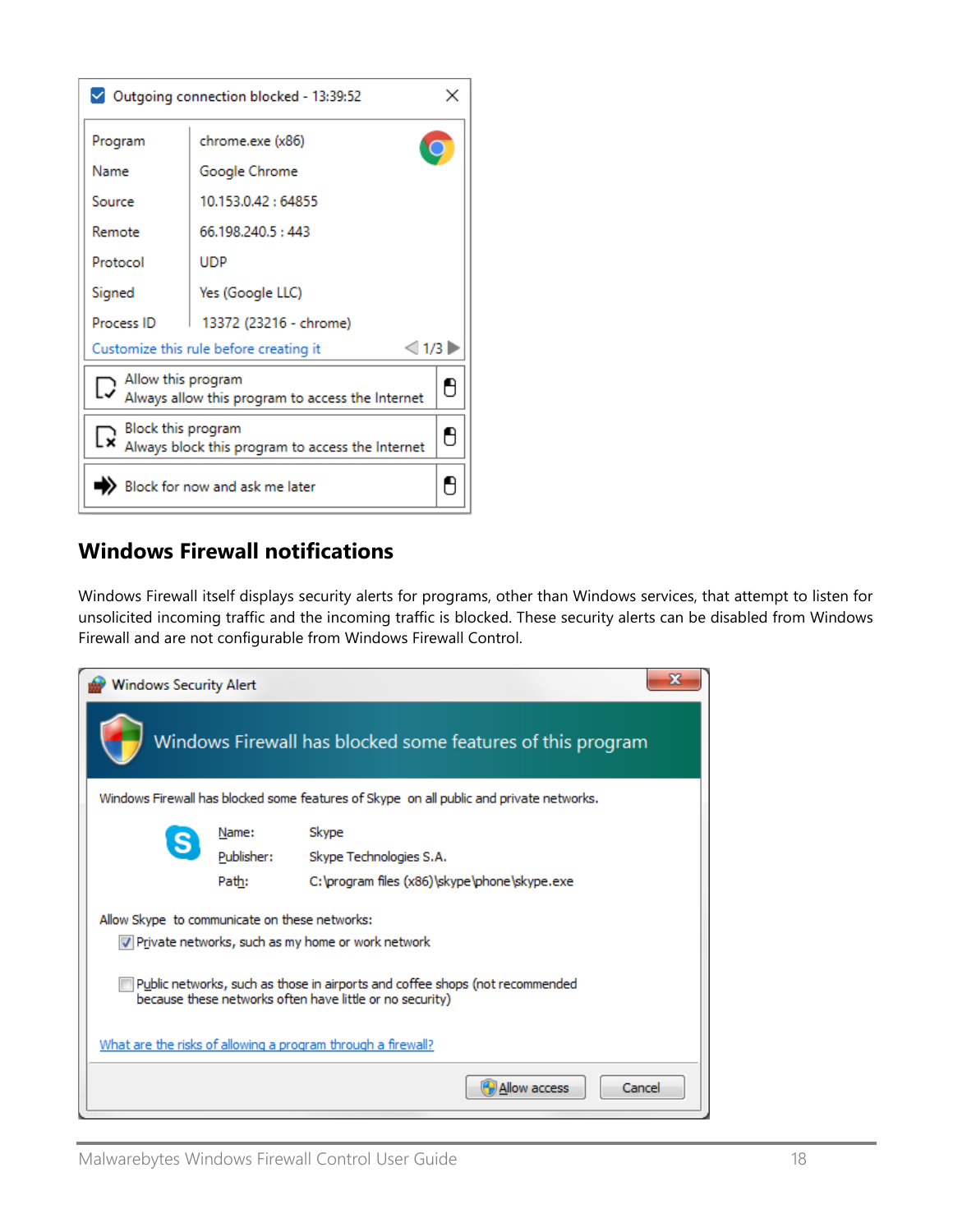## Windows Firewall notifications

Windows Firewall itself displays security alerts for programs, other than Windows services, that attempt to listen for unsolicited incoming traffic and the incoming traffic is blocked. These security alerts can be disabled from Windows Firewall and are not configurable from Windows Firewall Control.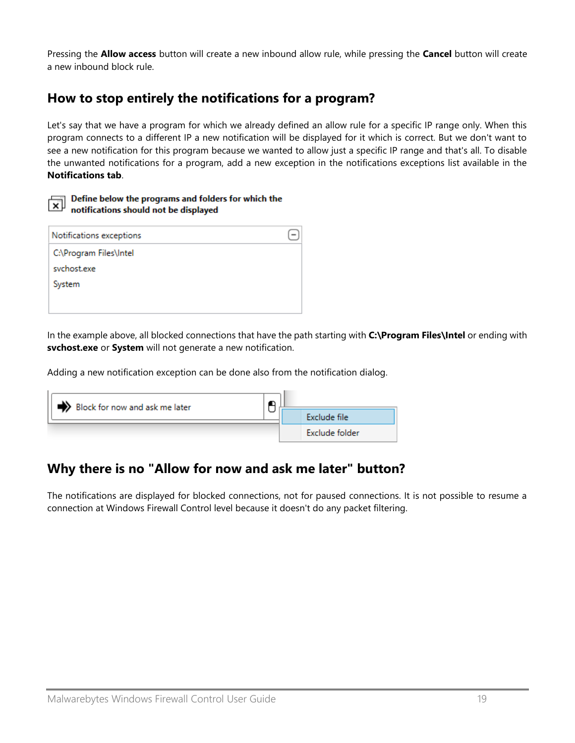Pressing the **Allow access** button will create a new inbound allow rule, while pressing the **Cancel** button will create a new inbound block rule.

## How to stop entirely the notifications for a program?

Let's say that we have a program for which we already defined an allow rule for a specific IP range only. When this program connects to a different IP a new notification will be displayed for it which is correct. But we don't want to see a new notification for this program because we wanted to allow just a specific IP range and that's all. To disable the unwanted notifications for a program, add a new exception in the notifications exceptions list available in the **Notifications tab**.

**Define below the programs and folders for which the notifications should not be displayed**

| Notifications exceptions |
| --- |
| C:\Program Files\Intel |
| svchost.exe |
| System |

In the example above, all blocked connections that have the path starting with **C:\Program Files\Intel** or ending with **svchost.exe** or **System** will not generate a new notification.

Adding a new notification exception can be done also from the notification dialog.

Block for now and ask me later

Exclude file

Exclude folder

## Why there is no "Allow for now and ask me later" button?

The notifications are displayed for blocked connections, not for paused connections. It is not possible to resume a connection at Windows Firewall Control level because it doesn't do any packet filtering.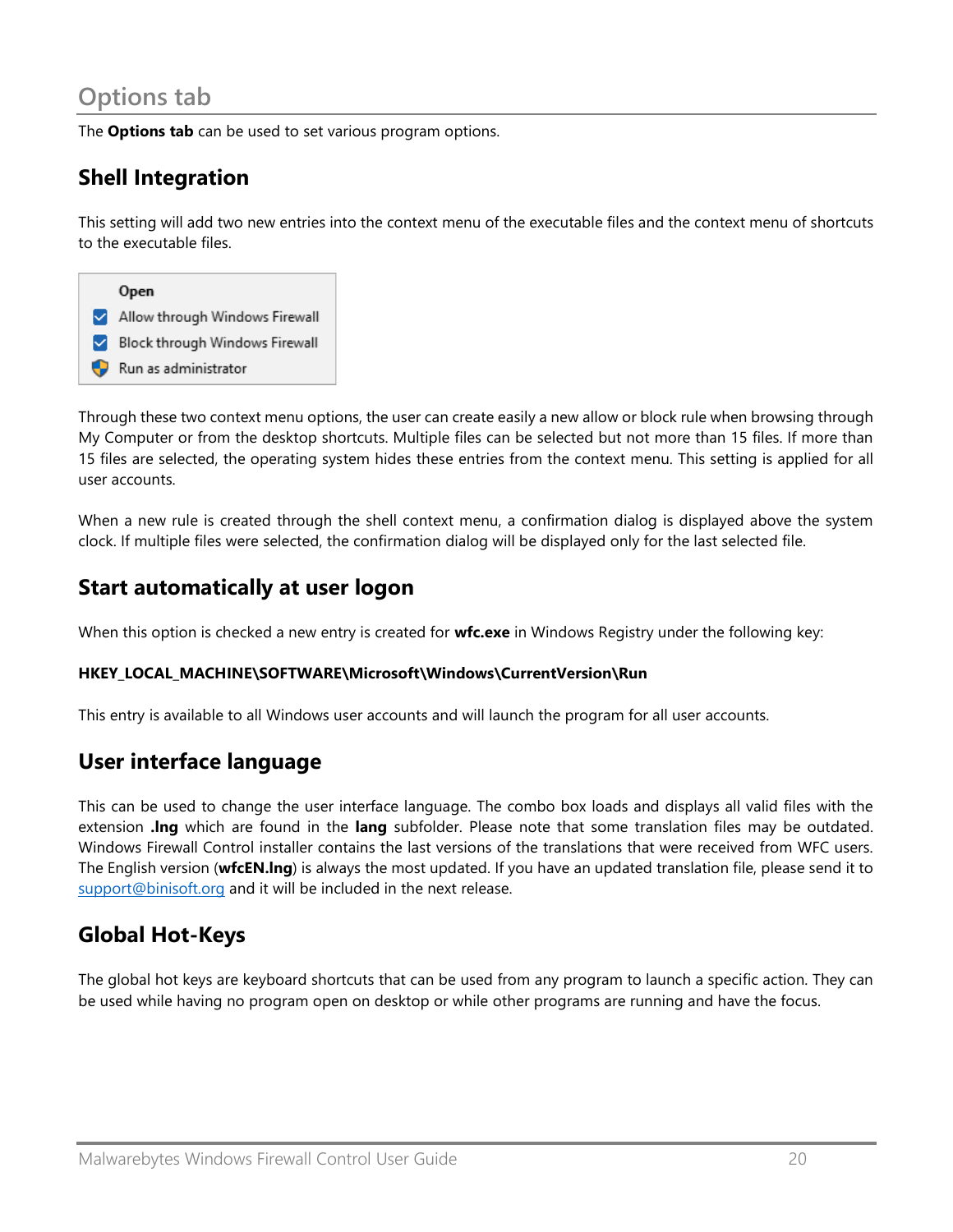# Options tab

The **Options tab** can be used to set various program options.

## Shell Integration

This setting will add two new entries into the context menu of the executable files and the context menu of shortcuts to the executable files.

Through these two context menu options, the user can create easily a new allow or block rule when browsing through My Computer or from the desktop shortcuts. Multiple files can be selected but not more than 15 files. If more than 15 files are selected, the operating system hides these entries from the context menu. This setting is applied for all user accounts.

When a new rule is created through the shell context menu, a confirmation dialog is displayed above the system clock. If multiple files were selected, the confirmation dialog will be displayed only for the last selected file.

## Start automatically at user logon

When this option is checked a new entry is created for **wfc.exe** in Windows Registry under the following key:

**HKEY_LOCAL_MACHINE\SOFTWARE\Microsoft\Windows\CurrentVersion\Run**

This entry is available to all Windows user accounts and will launch the program for all user accounts.

## User interface language

This can be used to change the user interface language. The combo box loads and displays all valid files with the extension **.lng** which are found in the **lang** subfolder. Please note that some translation files may be outdated. Windows Firewall Control installer contains the last versions of the translations that were received from WFC users. The English version (**wfcEN.lng**) is always the most updated. If you have an updated translation file, please send it to support@binisoft.org and it will be included in the next release.

## Global Hot-Keys

The global hot keys are keyboard shortcuts that can be used from any program to launch a specific action. They can be used while having no program open on desktop or while other programs are running and have the focus.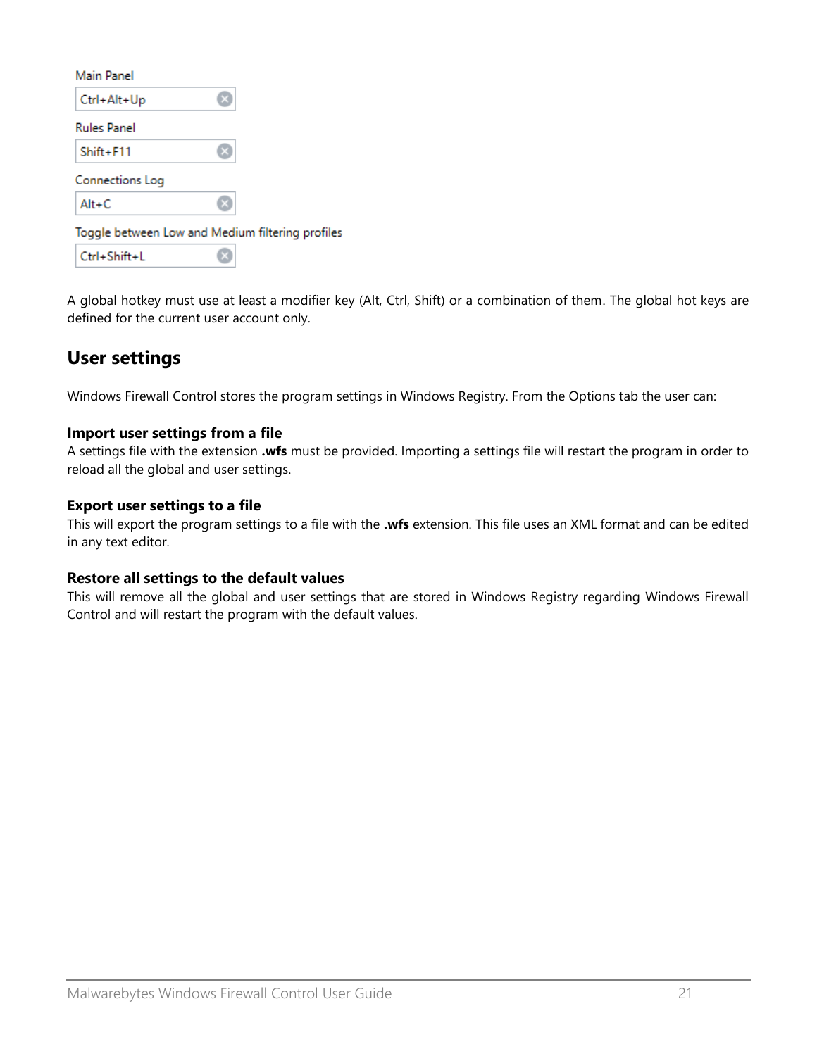Main Panel

Ctrl+Alt+Up

Rules Panel

Shift+F11

Connections Log

Alt+C

Toggle between Low and Medium filtering profiles

Ctrl+Shift+L

A global hotkey must use at least a modifier key (Alt, Ctrl, Shift) or a combination of them. The global hot keys are defined for the current user account only.

## User settings

Windows Firewall Control stores the program settings in Windows Registry. From the Options tab the user can:

### Import user settings from a file

A settings file with the extension **.wfs** must be provided. Importing a settings file will restart the program in order to reload all the global and user settings.

### Export user settings to a file

This will export the program settings to a file with the **.wfs** extension. This file uses an XML format and can be edited in any text editor.

### Restore all settings to the default values

This will remove all the global and user settings that are stored in Windows Registry regarding Windows Firewall Control and will restart the program with the default values.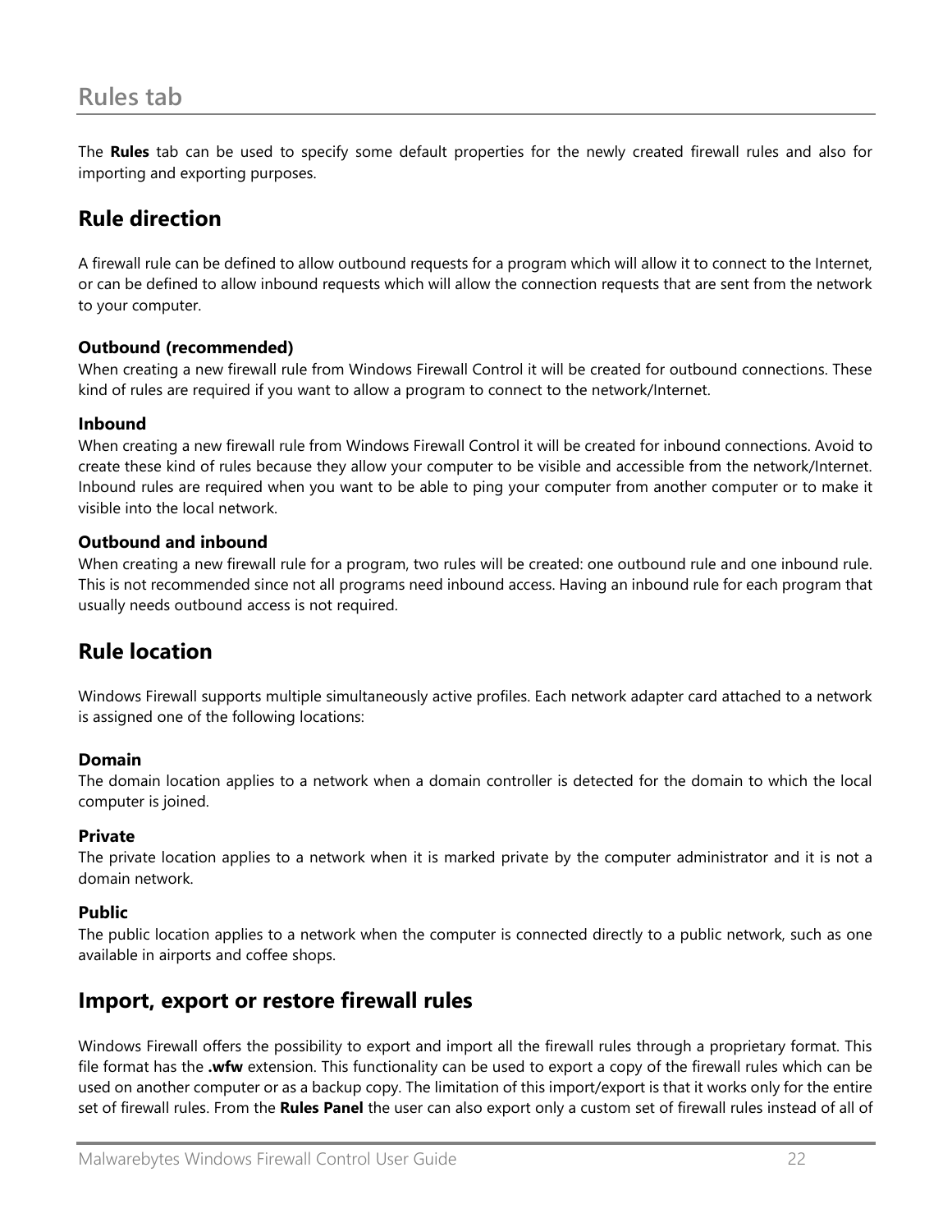## Rules tab

The **Rules** tab can be used to specify some default properties for the newly created firewall rules and also for importing and exporting purposes.

### Rule direction

A firewall rule can be defined to allow outbound requests for a program which will allow it to connect to the Internet, or can be defined to allow inbound requests which will allow the connection requests that are sent from the network to your computer.

**Outbound (recommended)**
When creating a new firewall rule from Windows Firewall Control it will be created for outbound connections. These kind of rules are required if you want to allow a program to connect to the network/Internet.

**Inbound**
When creating a new firewall rule from Windows Firewall Control it will be created for inbound connections. Avoid to create these kind of rules because they allow your computer to be visible and accessible from the network/Internet. Inbound rules are required when you want to be able to ping your computer from another computer or to make it visible into the local network.

**Outbound and inbound**
When creating a new firewall rule for a program, two rules will be created: one outbound rule and one inbound rule. This is not recommended since not all programs need inbound access. Having an inbound rule for each program that usually needs outbound access is not required.

### Rule location

Windows Firewall supports multiple simultaneously active profiles. Each network adapter card attached to a network is assigned one of the following locations:

**Domain**
The domain location applies to a network when a domain controller is detected for the domain to which the local computer is joined.

**Private**
The private location applies to a network when it is marked private by the computer administrator and it is not a domain network.

**Public**
The public location applies to a network when the computer is connected directly to a public network, such as one available in airports and coffee shops.

### Import, export or restore firewall rules

Windows Firewall offers the possibility to export and import all the firewall rules through a proprietary format. This file format has the **.wfw** extension. This functionality can be used to export a copy of the firewall rules which can be used on another computer or as a backup copy. The limitation of this import/export is that it works only for the entire set of firewall rules. From the **Rules Panel** the user can also export only a custom set of firewall rules instead of all of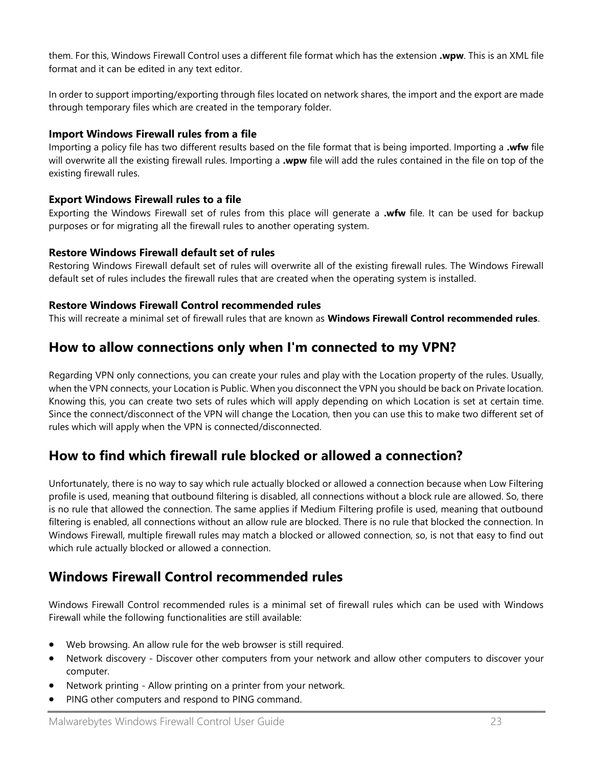them. For this, Windows Firewall Control uses a different file format which has the extension **.wpw**. This is an XML file format and it can be edited in any text editor.

In order to support importing/exporting through files located on network shares, the import and the export are made through temporary files which are created in the temporary folder.

**Import Windows Firewall rules from a file**
Importing a policy file has two different results based on the file format that is being imported. Importing a **.wfw** file will overwrite all the existing firewall rules. Importing a **.wpw** file will add the rules contained in the file on top of the existing firewall rules.

**Export Windows Firewall rules to a file**
Exporting the Windows Firewall set of rules from this place will generate a **.wfw** file. It can be used for backup purposes or for migrating all the firewall rules to another operating system.

**Restore Windows Firewall default set of rules**
Restoring Windows Firewall default set of rules will overwrite all of the existing firewall rules. The Windows Firewall default set of rules includes the firewall rules that are created when the operating system is installed.

**Restore Windows Firewall Control recommended rules**
This will recreate a minimal set of firewall rules that are known as **Windows Firewall Control recommended rules**.

## How to allow connections only when I'm connected to my VPN?

Regarding VPN only connections, you can create your rules and play with the Location property of the rules. Usually, when the VPN connects, your Location is Public. When you disconnect the VPN you should be back on Private location. Knowing this, you can create two sets of rules which will apply depending on which Location is set at certain time. Since the connect/disconnect of the VPN will change the Location, then you can use this to make two different set of rules which will apply when the VPN is connected/disconnected.

## How to find which firewall rule blocked or allowed a connection?

Unfortunately, there is no way to say which rule actually blocked or allowed a connection because when Low Filtering profile is used, meaning that outbound filtering is disabled, all connections without a block rule are allowed. So, there is no rule that allowed the connection. The same applies if Medium Filtering profile is used, meaning that outbound filtering is enabled, all connections without an allow rule are blocked. There is no rule that blocked the connection. In Windows Firewall, multiple firewall rules may match a blocked or allowed connection, so, is not that easy to find out which rule actually blocked or allowed a connection.

## Windows Firewall Control recommended rules

Windows Firewall Control recommended rules is a minimal set of firewall rules which can be used with Windows Firewall while the following functionalities are still available:

- Web browsing. An allow rule for the web browser is still required.
- Network discovery - Discover other computers from your network and allow other computers to discover your computer.
- Network printing - Allow printing on a printer from your network.
- PING other computers and respond to PING command.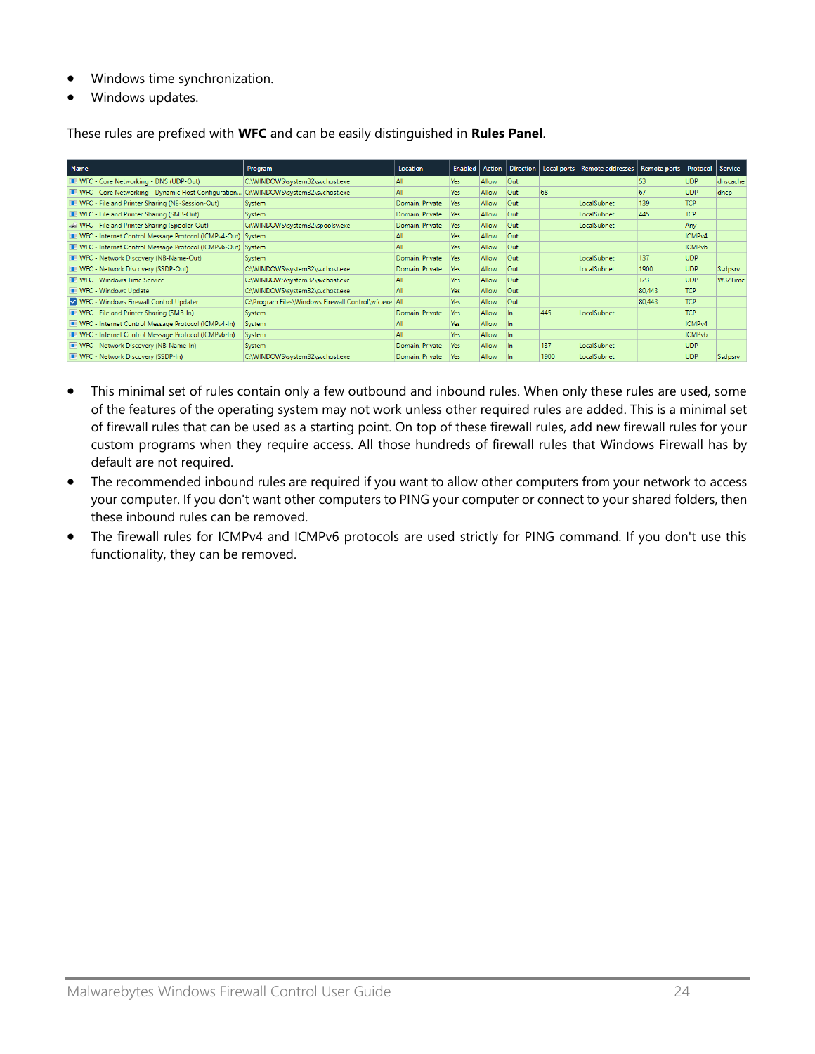- Windows time synchronization.
- Windows updates.

These rules are prefixed with **WFC** and can be easily distinguished in **Rules Panel**.

| Name | Program | Location | Enabled | Action | Direction | Local ports | Remote addresses | Remote ports | Protocol | Service |
|---|---|---|---|---|---|---|---|---|---|---|
| WFC - Core Networking - DNS (UDP-Out) | C:\WINDOWS\system32\svchost.exe | All | Yes | Allow | Out | | | 53 | UDP | dnscache |
| WFC - Core Networking - Dynamic Host Configuration... | C:\WINDOWS\system32\svchost.exe | All | Yes | Allow | Out | 68 | | 67 | UDP | dhcp |
| WFC - File and Printer Sharing (NB-Session-Out) | System | Domain, Private | Yes | Allow | Out | | LocalSubnet | 139 | TCP | |
| WFC - File and Printer Sharing (SMB-Out) | System | Domain, Private | Yes | Allow | Out | | LocalSubnet | 445 | TCP | |
| WFC - File and Printer Sharing (Spooler-Out) | C:\WINDOWS\system32\spoolsv.exe | Domain, Private | Yes | Allow | Out | | LocalSubnet | | Any | |
| WFC - Internet Control Message Protocol (ICMPv4-Out) | System | All | Yes | Allow | Out | | | | ICMPv4 | |
| WFC - Internet Control Message Protocol (ICMPv6-Out) | System | All | Yes | Allow | Out | | | | ICMPv6 | |
| WFC - Network Discovery (NB-Name-Out) | System | Domain, Private | Yes | Allow | Out | | LocalSubnet | 137 | UDP | |
| WFC - Network Discovery (SSDP-Out) | C:\WINDOWS\system32\svchost.exe | Domain, Private | Yes | Allow | Out | | LocalSubnet | 1900 | UDP | Ssdpsrv |
| WFC - Windows Time Service | C:\WINDOWS\system32\svchost.exe | All | Yes | Allow | Out | | | 123 | UDP | W32Time |
| WFC - Windows Update | C:\WINDOWS\system32\svchost.exe | All | Yes | Allow | Out | | | 80,443 | TCP | |
| WFC - Windows Firewall Control Updater | C:\Program Files\Windows Firewall Control\wfc.exe | All | Yes | Allow | Out | | | 80,443 | TCP | |
| WFC - File and Printer Sharing (SMB-In) | System | Domain, Private | Yes | Allow | In | 445 | LocalSubnet | | TCP | |
| WFC - Internet Control Message Protocol (ICMPv4-In) | System | All | Yes | Allow | In | | | | ICMPv4 | |
| WFC - Internet Control Message Protocol (ICMPv6-In) | System | All | Yes | Allow | In | | | | ICMPv6 | |
| WFC - Network Discovery (NB-Name-In) | System | Domain, Private | Yes | Allow | In | 137 | LocalSubnet | | UDP | |
| WFC - Network Discovery (SSDP-In) | C:\WINDOWS\system32\svchost.exe | Domain, Private | Yes | Allow | In | 1900 | LocalSubnet | | UDP | Ssdpsrv |

- This minimal set of rules contain only a few outbound and inbound rules. When only these rules are used, some of the features of the operating system may not work unless other required rules are added. This is a minimal set of firewall rules that can be used as a starting point. On top of these firewall rules, add new firewall rules for your custom programs when they require access. All those hundreds of firewall rules that Windows Firewall has by default are not required.
- The recommended inbound rules are required if you want to allow other computers from your network to access your computer. If you don't want other computers to PING your computer or connect to your shared folders, then these inbound rules can be removed.
- The firewall rules for ICMPv4 and ICMPv6 protocols are used strictly for PING command. If you don't use this functionality, they can be removed.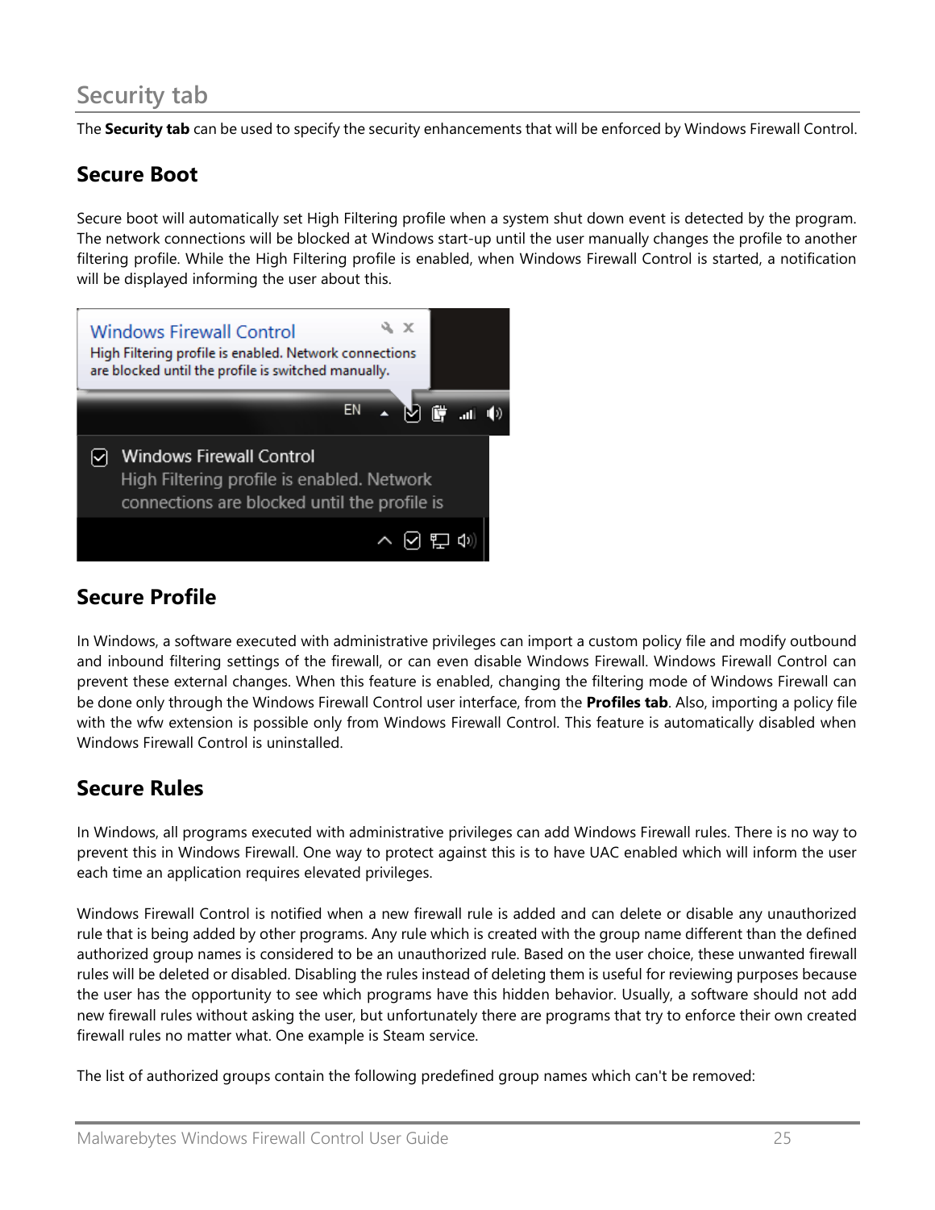## Security tab

The **Security tab** can be used to specify the security enhancements that will be enforced by Windows Firewall Control.

### Secure Boot

Secure boot will automatically set High Filtering profile when a system shut down event is detected by the program. The network connections will be blocked at Windows start-up until the user manually changes the profile to another filtering profile. While the High Filtering profile is enabled, when Windows Firewall Control is started, a notification will be displayed informing the user about this.

### Secure Profile

In Windows, a software executed with administrative privileges can import a custom policy file and modify outbound and inbound filtering settings of the firewall, or can even disable Windows Firewall. Windows Firewall Control can prevent these external changes. When this feature is enabled, changing the filtering mode of Windows Firewall can be done only through the Windows Firewall Control user interface, from the **Profiles tab**. Also, importing a policy file with the wfw extension is possible only from Windows Firewall Control. This feature is automatically disabled when Windows Firewall Control is uninstalled.

### Secure Rules

In Windows, all programs executed with administrative privileges can add Windows Firewall rules. There is no way to prevent this in Windows Firewall. One way to protect against this is to have UAC enabled which will inform the user each time an application requires elevated privileges.

Windows Firewall Control is notified when a new firewall rule is added and can delete or disable any unauthorized rule that is being added by other programs. Any rule which is created with the group name different than the defined authorized group names is considered to be an unauthorized rule. Based on the user choice, these unwanted firewall rules will be deleted or disabled. Disabling the rules instead of deleting them is useful for reviewing purposes because the user has the opportunity to see which programs have this hidden behavior. Usually, a software should not add new firewall rules without asking the user, but unfortunately there are programs that try to enforce their own created firewall rules no matter what. One example is Steam service.

The list of authorized groups contain the following predefined group names which can't be removed: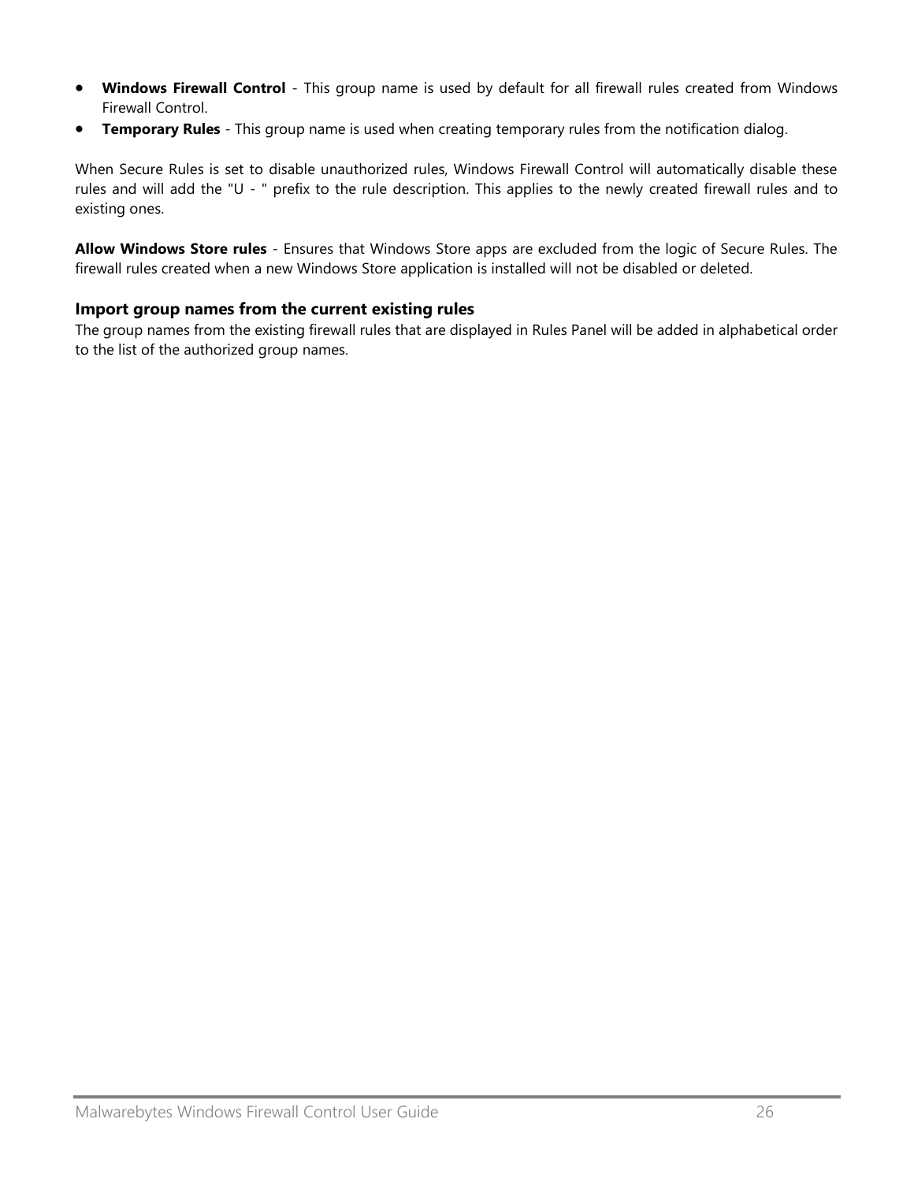- **Windows Firewall Control** - This group name is used by default for all firewall rules created from Windows Firewall Control.
- **Temporary Rules** - This group name is used when creating temporary rules from the notification dialog.

When Secure Rules is set to disable unauthorized rules, Windows Firewall Control will automatically disable these rules and will add the "U - " prefix to the rule description. This applies to the newly created firewall rules and to existing ones.

**Allow Windows Store rules** - Ensures that Windows Store apps are excluded from the logic of Secure Rules. The firewall rules created when a new Windows Store application is installed will not be disabled or deleted.

### Import group names from the current existing rules

The group names from the existing firewall rules that are displayed in Rules Panel will be added in alphabetical order to the list of the authorized group names.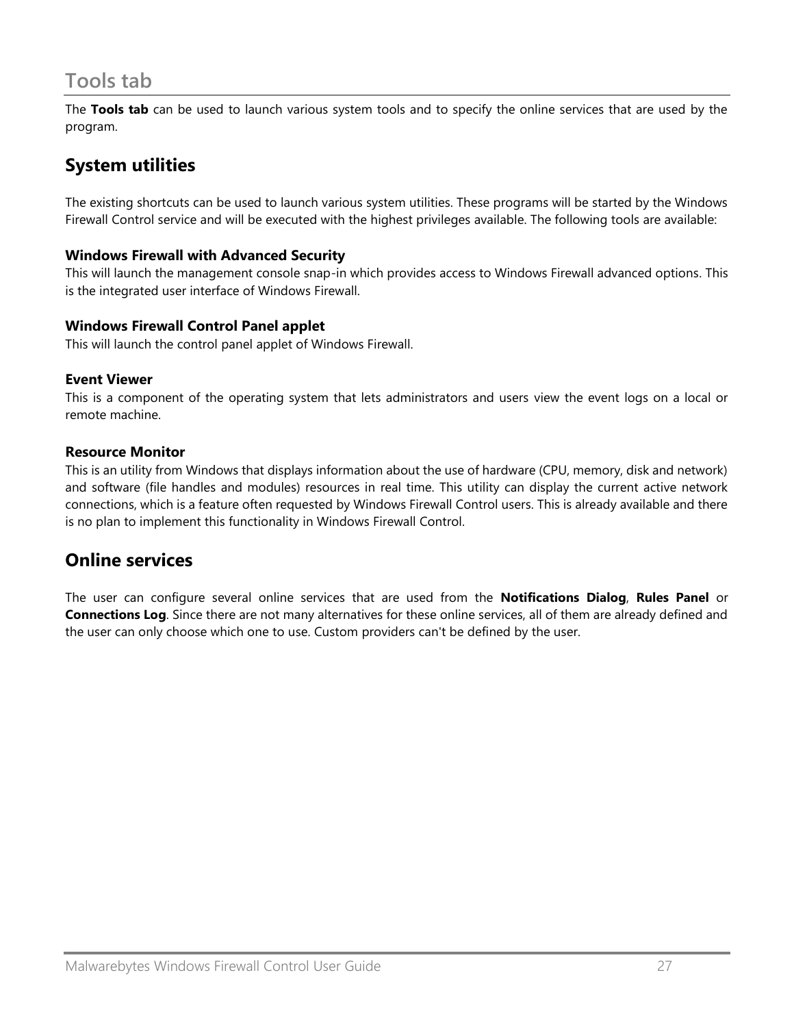# Tools tab

The **Tools tab** can be used to launch various system tools and to specify the online services that are used by the program.

## System utilities

The existing shortcuts can be used to launch various system utilities. These programs will be started by the Windows Firewall Control service and will be executed with the highest privileges available. The following tools are available:

### Windows Firewall with Advanced Security

This will launch the management console snap-in which provides access to Windows Firewall advanced options. This is the integrated user interface of Windows Firewall.

### Windows Firewall Control Panel applet

This will launch the control panel applet of Windows Firewall.

### Event Viewer

This is a component of the operating system that lets administrators and users view the event logs on a local or remote machine.

### Resource Monitor

This is an utility from Windows that displays information about the use of hardware (CPU, memory, disk and network) and software (file handles and modules) resources in real time. This utility can display the current active network connections, which is a feature often requested by Windows Firewall Control users. This is already available and there is no plan to implement this functionality in Windows Firewall Control.

## Online services

The user can configure several online services that are used from the **Notifications Dialog**, **Rules Panel** or **Connections Log**. Since there are not many alternatives for these online services, all of them are already defined and the user can only choose which one to use. Custom providers can't be defined by the user.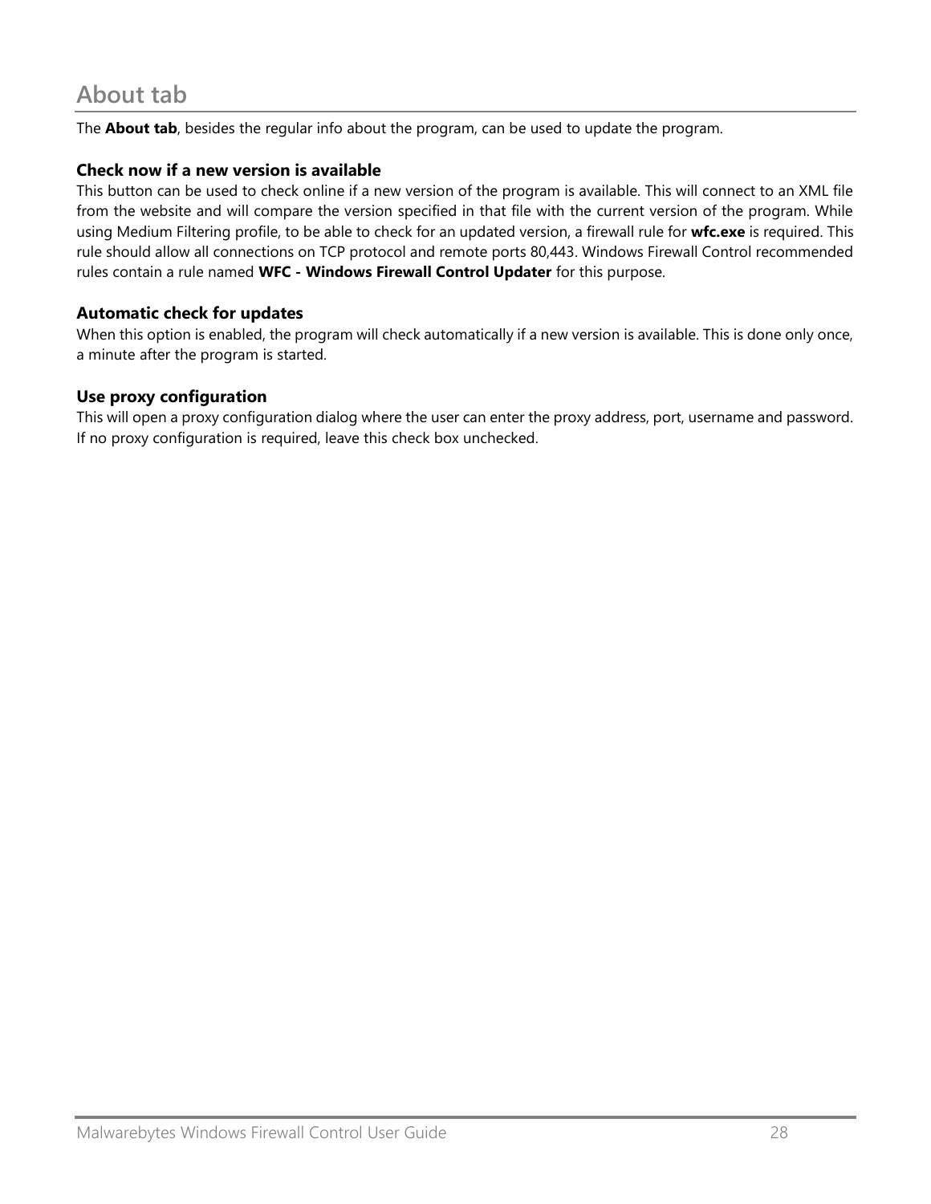## About tab

The **About tab**, besides the regular info about the program, can be used to update the program.

#### Check now if a new version is available

This button can be used to check online if a new version of the program is available. This will connect to an XML file from the website and will compare the version specified in that file with the current version of the program. While using Medium Filtering profile, to be able to check for an updated version, a firewall rule for **wfc.exe** is required. This rule should allow all connections on TCP protocol and remote ports 80,443. Windows Firewall Control recommended rules contain a rule named **WFC - Windows Firewall Control Updater** for this purpose.

#### Automatic check for updates

When this option is enabled, the program will check automatically if a new version is available. This is done only once, a minute after the program is started.

#### Use proxy configuration

This will open a proxy configuration dialog where the user can enter the proxy address, port, username and password. If no proxy configuration is required, leave this check box unchecked.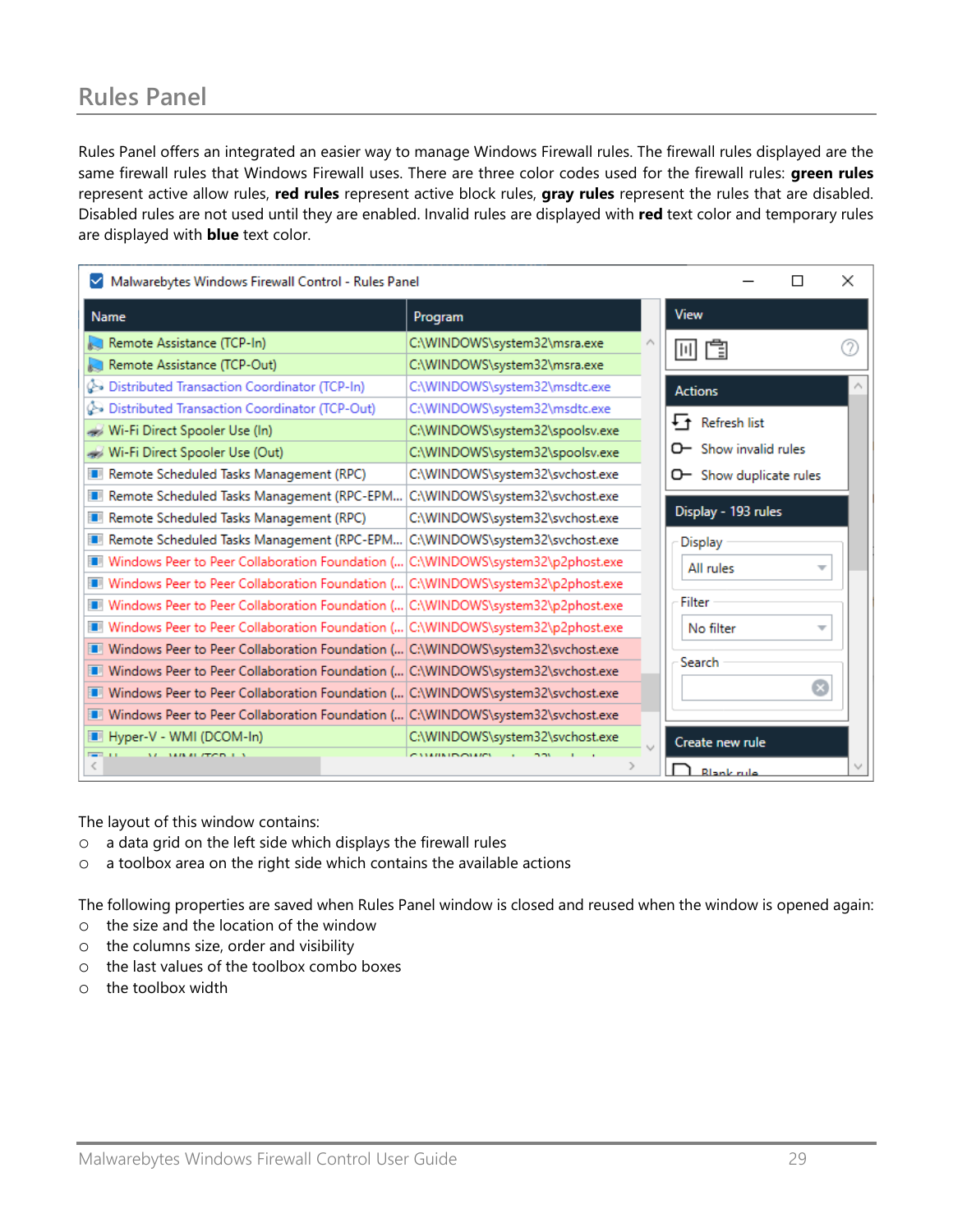## Rules Panel

Rules Panel offers an integrated an easier way to manage Windows Firewall rules. The firewall rules displayed are the same firewall rules that Windows Firewall uses. There are three color codes used for the firewall rules: **green rules** represent active allow rules, **red rules** represent active block rules, **gray rules** represent the rules that are disabled. Disabled rules are not used until they are enabled. Invalid rules are displayed with **red** text color and temporary rules are displayed with **blue** text color.

The layout of this window contains:

- a data grid on the left side which displays the firewall rules
- a toolbox area on the right side which contains the available actions

The following properties are saved when Rules Panel window is closed and reused when the window is opened again:

- the size and the location of the window
- the columns size, order and visibility
- the last values of the toolbox combo boxes
- the toolbox width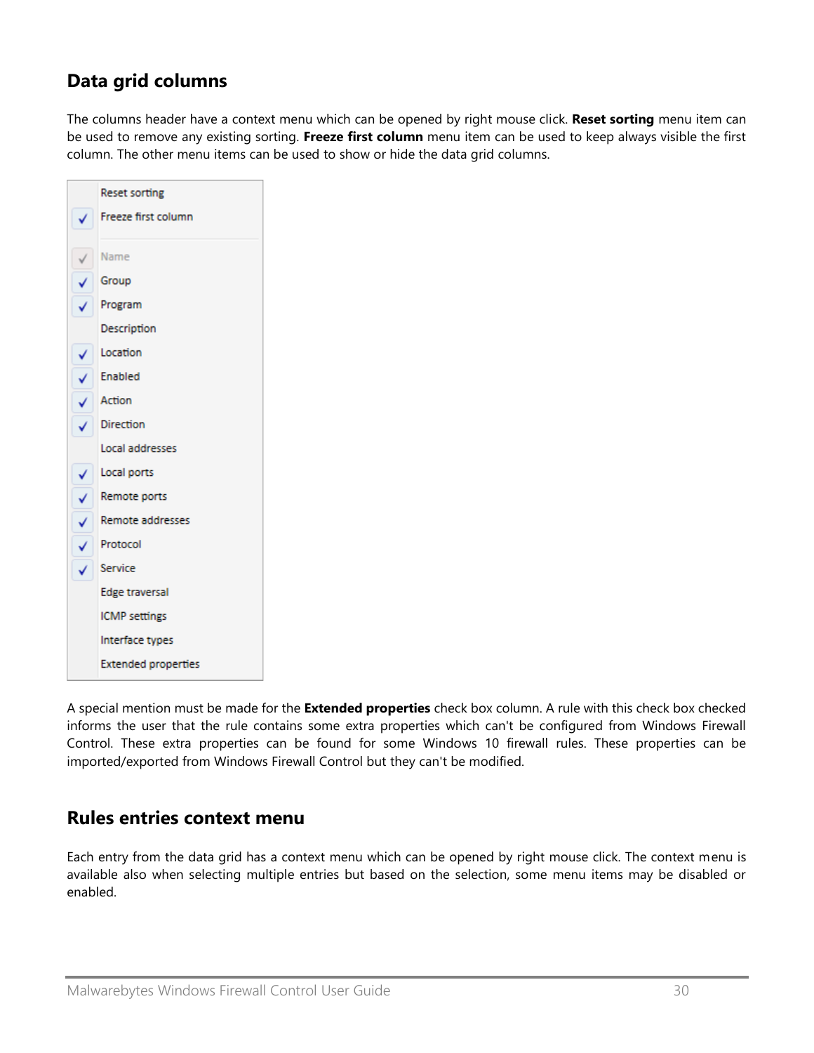## Data grid columns

The columns header have a context menu which can be opened by right mouse click. **Reset sorting** menu item can be used to remove any existing sorting. **Freeze first column** menu item can be used to keep always visible the first column. The other menu items can be used to show or hide the data grid columns.

- Reset sorting
- ✓ Freeze first column

---

- ✓ Name
- ✓ Group
- ✓ Program
- Description
- ✓ Location
- ✓ Enabled
- ✓ Action
- ✓ Direction
- Local addresses
- ✓ Local ports
- ✓ Remote ports
- ✓ Remote addresses
- ✓ Protocol
- ✓ Service
- Edge traversal
- ICMP settings
- Interface types
- Extended properties

A special mention must be made for the **Extended properties** check box column. A rule with this check box checked informs the user that the rule contains some extra properties which can't be configured from Windows Firewall Control. These extra properties can be found for some Windows 10 firewall rules. These properties can be imported/exported from Windows Firewall Control but they can't be modified.

## Rules entries context menu

Each entry from the data grid has a context menu which can be opened by right mouse click. The context menu is available also when selecting multiple entries but based on the selection, some menu items may be disabled or enabled.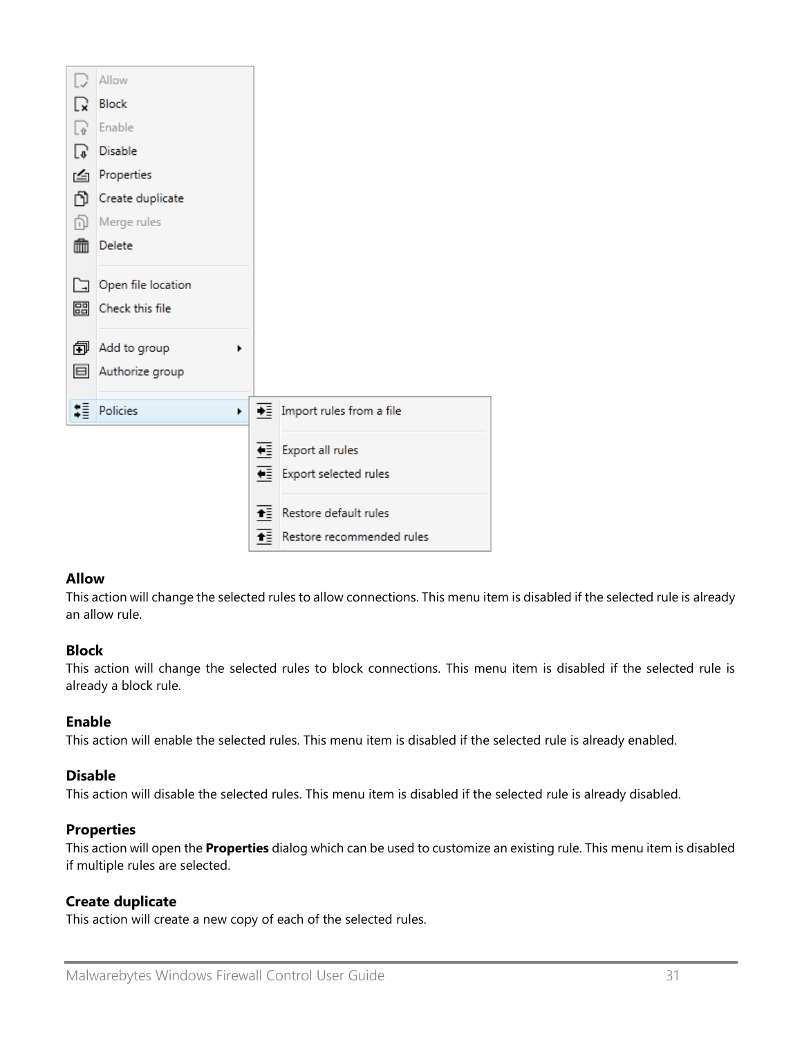### Allow

This action will change the selected rules to allow connections. This menu item is disabled if the selected rule is already an allow rule.

### Block

This action will change the selected rules to block connections. This menu item is disabled if the selected rule is already a block rule.

### Enable

This action will enable the selected rules. This menu item is disabled if the selected rule is already enabled.

### Disable

This action will disable the selected rules. This menu item is disabled if the selected rule is already disabled.

### Properties

This action will open the **Properties** dialog which can be used to customize an existing rule. This menu item is disabled if multiple rules are selected.

### Create duplicate

This action will create a new copy of each of the selected rules.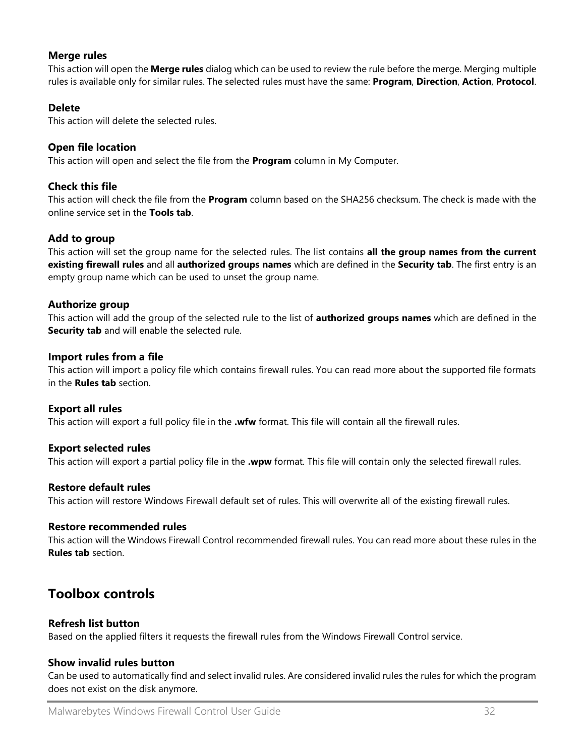#### Merge rules

This action will open the **Merge rules** dialog which can be used to review the rule before the merge. Merging multiple rules is available only for similar rules. The selected rules must have the same: **Program**, **Direction**, **Action**, **Protocol**.

#### Delete

This action will delete the selected rules.

#### Open file location

This action will open and select the file from the **Program** column in My Computer.

#### Check this file

This action will check the file from the **Program** column based on the SHA256 checksum. The check is made with the online service set in the **Tools tab**.

#### Add to group

This action will set the group name for the selected rules. The list contains **all the group names from the current existing firewall rules** and all **authorized groups names** which are defined in the **Security tab**. The first entry is an empty group name which can be used to unset the group name.

#### Authorize group

This action will add the group of the selected rule to the list of **authorized groups names** which are defined in the **Security tab** and will enable the selected rule.

#### Import rules from a file

This action will import a policy file which contains firewall rules. You can read more about the supported file formats in the **Rules tab** section.

#### Export all rules

This action will export a full policy file in the **.wfw** format. This file will contain all the firewall rules.

#### Export selected rules

This action will export a partial policy file in the **.wpw** format. This file will contain only the selected firewall rules.

#### Restore default rules

This action will restore Windows Firewall default set of rules. This will overwrite all of the existing firewall rules.

#### Restore recommended rules

This action will the Windows Firewall Control recommended firewall rules. You can read more about these rules in the **Rules tab** section.

## Toolbox controls

#### Refresh list button

Based on the applied filters it requests the firewall rules from the Windows Firewall Control service.

#### Show invalid rules button

Can be used to automatically find and select invalid rules. Are considered invalid rules the rules for which the program does not exist on the disk anymore.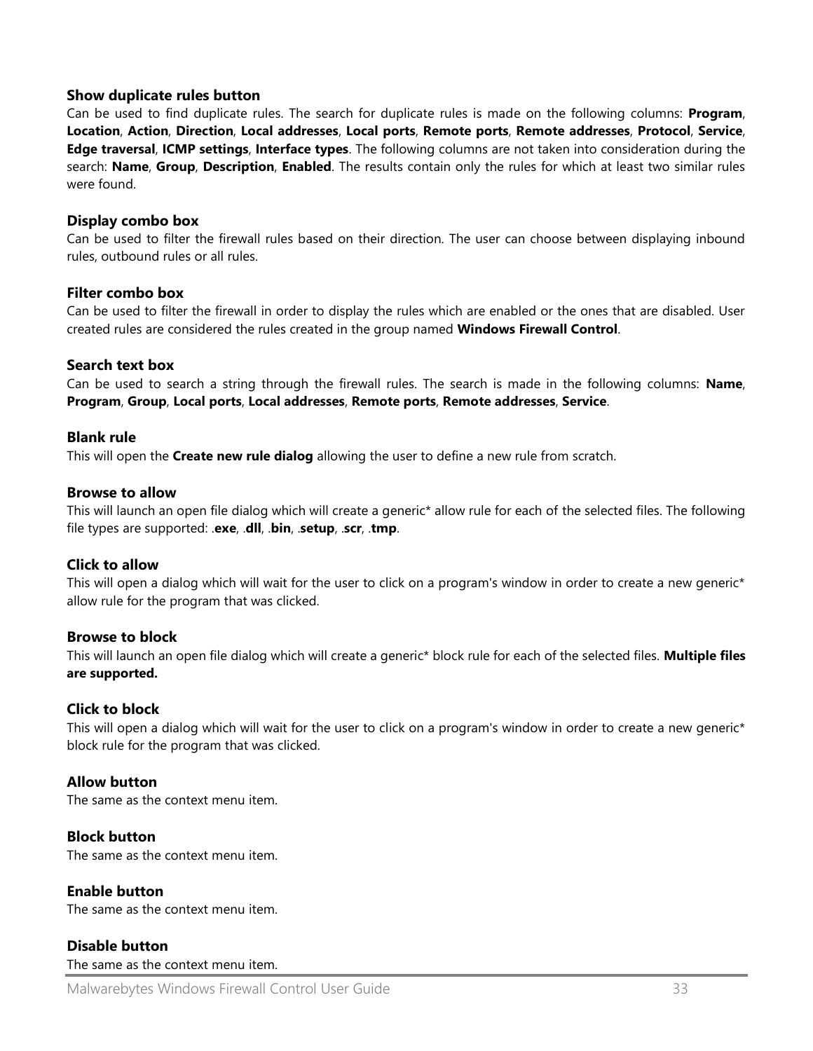### Show duplicate rules button

Can be used to find duplicate rules. The search for duplicate rules is made on the following columns: **Program**, **Location**, **Action**, **Direction**, **Local addresses**, **Local ports**, **Remote ports**, **Remote addresses**, **Protocol**, **Service**, **Edge traversal**, **ICMP settings**, **Interface types**. The following columns are not taken into consideration during the search: **Name**, **Group**, **Description**, **Enabled**. The results contain only the rules for which at least two similar rules were found.

### Display combo box

Can be used to filter the firewall rules based on their direction. The user can choose between displaying inbound rules, outbound rules or all rules.

### Filter combo box

Can be used to filter the firewall in order to display the rules which are enabled or the ones that are disabled. User created rules are considered the rules created in the group named **Windows Firewall Control**.

### Search text box

Can be used to search a string through the firewall rules. The search is made in the following columns: **Name**, **Program**, **Group**, **Local ports**, **Local addresses**, **Remote ports**, **Remote addresses**, **Service**.

### Blank rule

This will open the **Create new rule dialog** allowing the user to define a new rule from scratch.

### Browse to allow

This will launch an open file dialog which will create a generic* allow rule for each of the selected files. The following file types are supported: .**exe**, .**dll**, .**bin**, .**setup**, .**scr**, .**tmp**.

### Click to allow

This will open a dialog which will wait for the user to click on a program's window in order to create a new generic* allow rule for the program that was clicked.

### Browse to block

This will launch an open file dialog which will create a generic* block rule for each of the selected files. **Multiple files are supported.**

### Click to block

This will open a dialog which will wait for the user to click on a program's window in order to create a new generic* block rule for the program that was clicked.

### Allow button

The same as the context menu item.

### Block button

The same as the context menu item.

### Enable button

The same as the context menu item.

### Disable button

The same as the context menu item.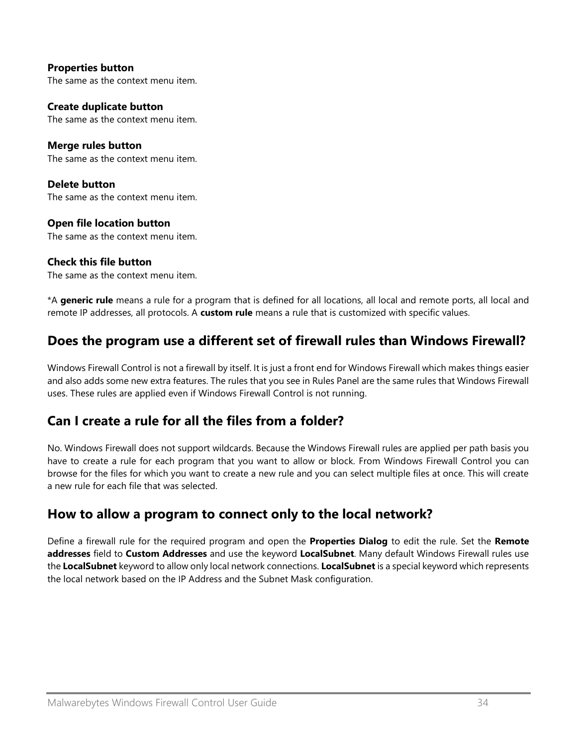**Properties button**
The same as the context menu item.

**Create duplicate button**
The same as the context menu item.

**Merge rules button**
The same as the context menu item.

**Delete button**
The same as the context menu item.

**Open file location button**
The same as the context menu item.

**Check this file button**
The same as the context menu item.

*A **generic rule** means a rule for a program that is defined for all locations, all local and remote ports, all local and remote IP addresses, all protocols. A **custom rule** means a rule that is customized with specific values.

## Does the program use a different set of firewall rules than Windows Firewall?

Windows Firewall Control is not a firewall by itself. It is just a front end for Windows Firewall which makes things easier and also adds some new extra features. The rules that you see in Rules Panel are the same rules that Windows Firewall uses. These rules are applied even if Windows Firewall Control is not running.

## Can I create a rule for all the files from a folder?

No. Windows Firewall does not support wildcards. Because the Windows Firewall rules are applied per path basis you have to create a rule for each program that you want to allow or block. From Windows Firewall Control you can browse for the files for which you want to create a new rule and you can select multiple files at once. This will create a new rule for each file that was selected.

## How to allow a program to connect only to the local network?

Define a firewall rule for the required program and open the **Properties Dialog** to edit the rule. Set the **Remote addresses** field to **Custom Addresses** and use the keyword **LocalSubnet**. Many default Windows Firewall rules use the **LocalSubnet** keyword to allow only local network connections. **LocalSubnet** is a special keyword which represents the local network based on the IP Address and the Subnet Mask configuration.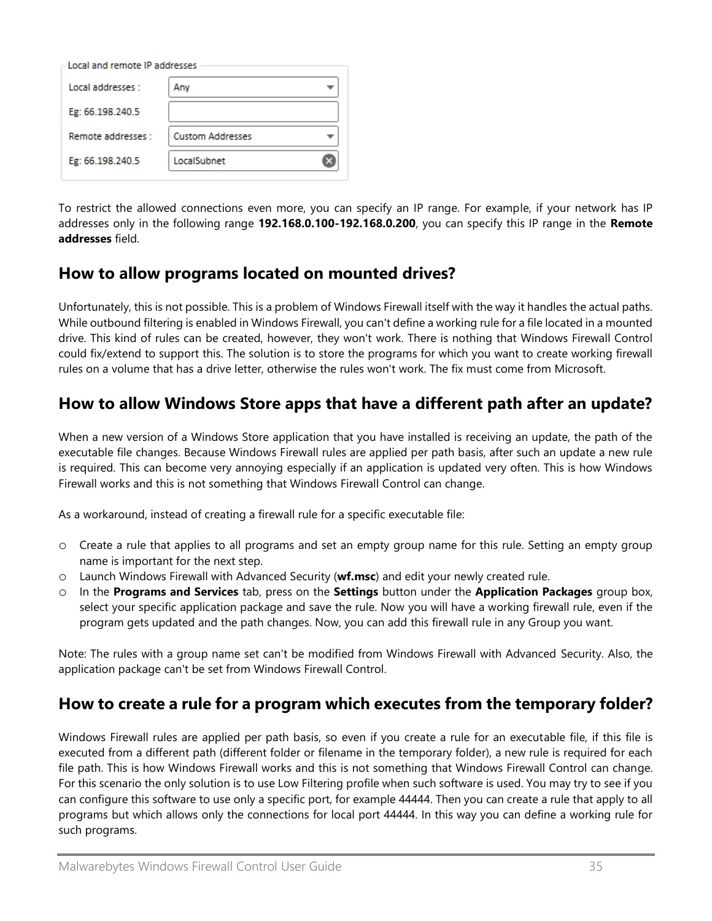Local and remote IP addresses

| | |
|---|---|
| Local addresses : | Any |
| Eg: 66.198.240.5 | |
| Remote addresses : | Custom Addresses |
| Eg: 66.198.240.5 | LocalSubnet |

To restrict the allowed connections even more, you can specify an IP range. For example, if your network has IP addresses only in the following range **192.168.0.100-192.168.0.200**, you can specify this IP range in the **Remote addresses** field.

## How to allow programs located on mounted drives?

Unfortunately, this is not possible. This is a problem of Windows Firewall itself with the way it handles the actual paths. While outbound filtering is enabled in Windows Firewall, you can't define a working rule for a file located in a mounted drive. This kind of rules can be created, however, they won't work. There is nothing that Windows Firewall Control could fix/extend to support this. The solution is to store the programs for which you want to create working firewall rules on a volume that has a drive letter, otherwise the rules won't work. The fix must come from Microsoft.

## How to allow Windows Store apps that have a different path after an update?

When a new version of a Windows Store application that you have installed is receiving an update, the path of the executable file changes. Because Windows Firewall rules are applied per path basis, after such an update a new rule is required. This can become very annoying especially if an application is updated very often. This is how Windows Firewall works and this is not something that Windows Firewall Control can change.

As a workaround, instead of creating a firewall rule for a specific executable file:

- Create a rule that applies to all programs and set an empty group name for this rule. Setting an empty group name is important for the next step.
- Launch Windows Firewall with Advanced Security (**wf.msc**) and edit your newly created rule.
- In the **Programs and Services** tab, press on the **Settings** button under the **Application Packages** group box, select your specific application package and save the rule. Now you will have a working firewall rule, even if the program gets updated and the path changes. Now, you can add this firewall rule in any Group you want.

Note: The rules with a group name set can't be modified from Windows Firewall with Advanced Security. Also, the application package can't be set from Windows Firewall Control.

## How to create a rule for a program which executes from the temporary folder?

Windows Firewall rules are applied per path basis, so even if you create a rule for an executable file, if this file is executed from a different path (different folder or filename in the temporary folder), a new rule is required for each file path. This is how Windows Firewall works and this is not something that Windows Firewall Control can change. For this scenario the only solution is to use Low Filtering profile when such software is used. You may try to see if you can configure this software to use only a specific port, for example 44444. Then you can create a rule that apply to all programs but which allows only the connections for local port 44444. In this way you can define a working rule for such programs.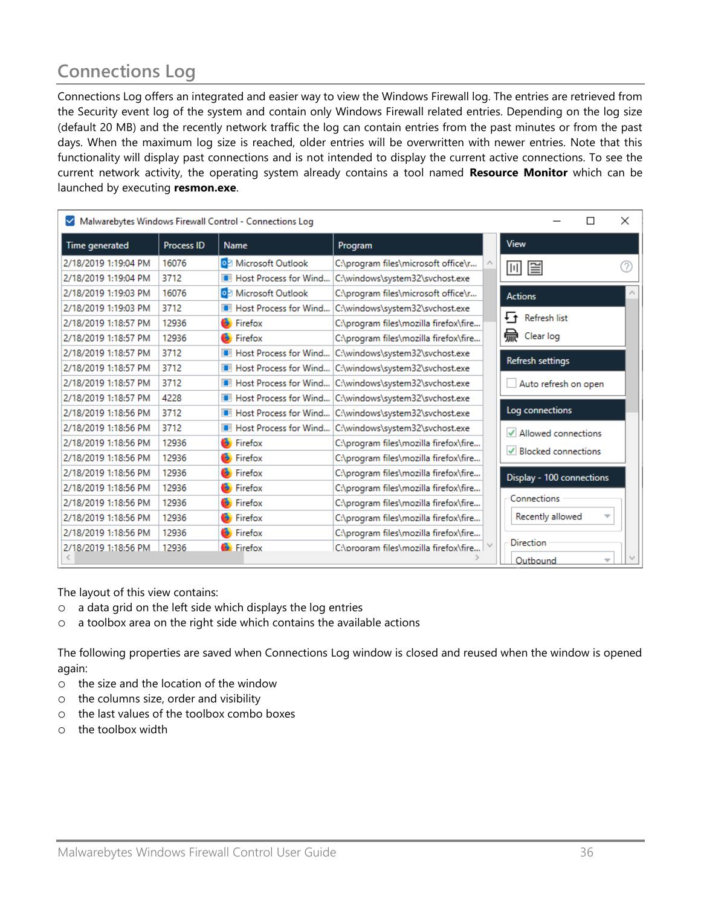## Connections Log

Connections Log offers an integrated and easier way to view the Windows Firewall log. The entries are retrieved from the Security event log of the system and contain only Windows Firewall related entries. Depending on the log size (default 20 MB) and the recently network traffic the log can contain entries from the past minutes or from the past days. When the maximum log size is reached, older entries will be overwritten with newer entries. Note that this functionality will display past connections and is not intended to display the current active connections. To see the current network activity, the operating system already contains a tool named **Resource Monitor** which can be launched by executing **resmon.exe**.

The layout of this view contains:

- a data grid on the left side which displays the log entries
- a toolbox area on the right side which contains the available actions

The following properties are saved when Connections Log window is closed and reused when the window is opened again:

- the size and the location of the window
- the columns size, order and visibility
- the last values of the toolbox combo boxes
- the toolbox width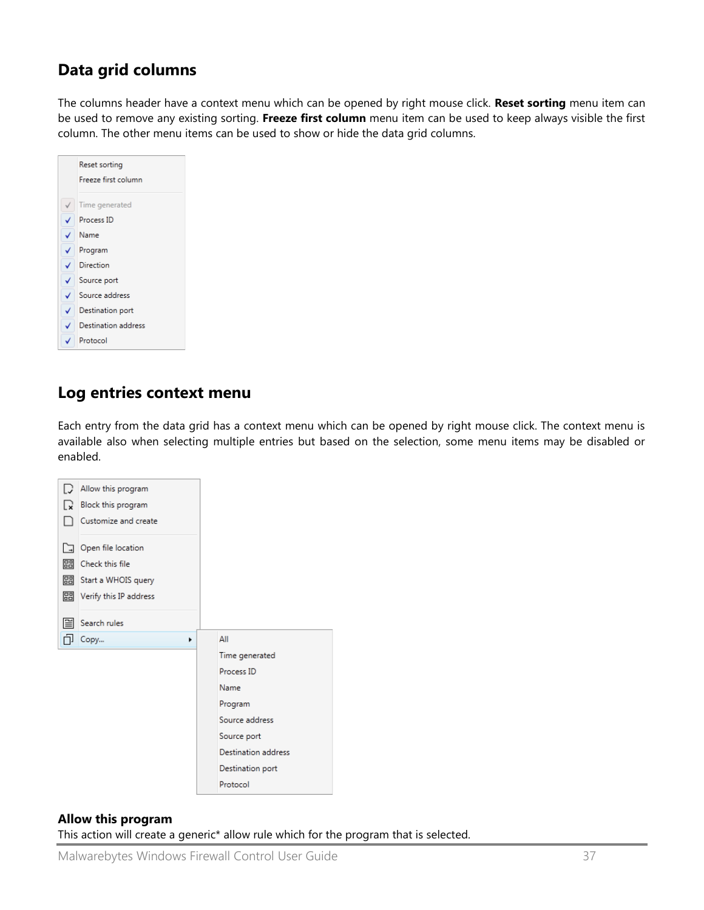## Data grid columns

The columns header have a context menu which can be opened by right mouse click. **Reset sorting** menu item can be used to remove any existing sorting. **Freeze first column** menu item can be used to keep always visible the first column. The other menu items can be used to show or hide the data grid columns.

## Log entries context menu

Each entry from the data grid has a context menu which can be opened by right mouse click. The context menu is available also when selecting multiple entries but based on the selection, some menu items may be disabled or enabled.

### Allow this program

This action will create a generic* allow rule which for the program that is selected.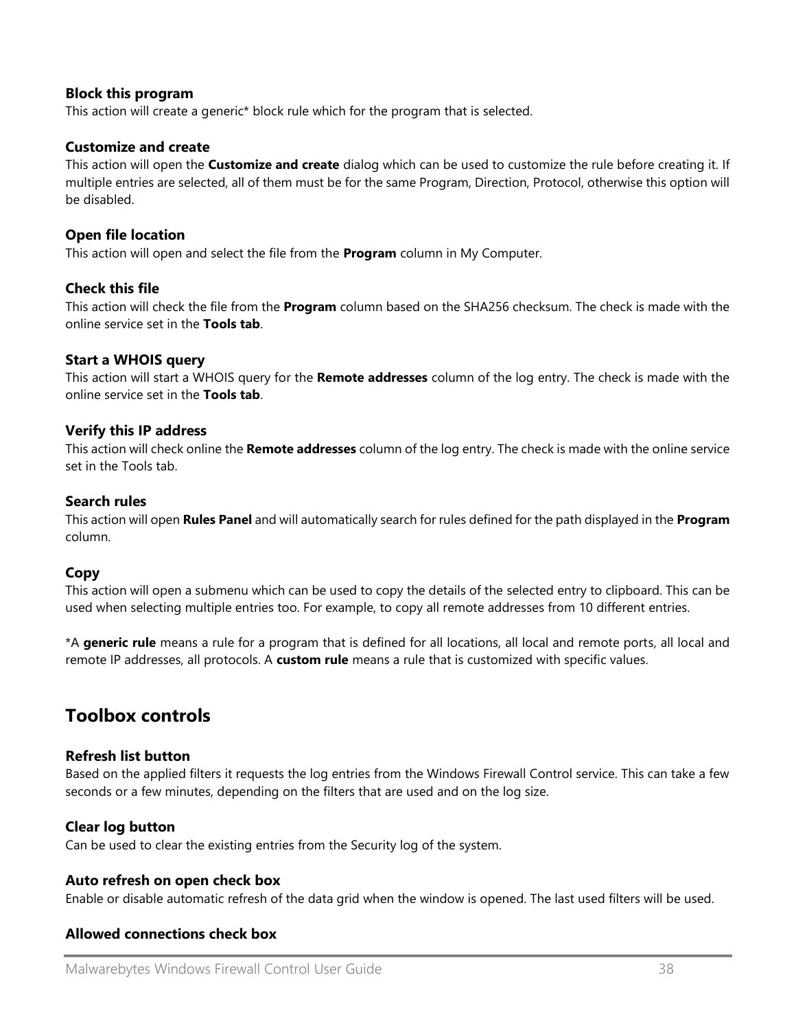**Block this program**
This action will create a generic* block rule which for the program that is selected.

**Customize and create**
This action will open the **Customize and create** dialog which can be used to customize the rule before creating it. If multiple entries are selected, all of them must be for the same Program, Direction, Protocol, otherwise this option will be disabled.

**Open file location**
This action will open and select the file from the **Program** column in My Computer.

**Check this file**
This action will check the file from the **Program** column based on the SHA256 checksum. The check is made with the online service set in the **Tools tab**.

**Start a WHOIS query**
This action will start a WHOIS query for the **Remote addresses** column of the log entry. The check is made with the online service set in the **Tools tab**.

**Verify this IP address**
This action will check online the **Remote addresses** column of the log entry. The check is made with the online service set in the Tools tab.

**Search rules**
This action will open **Rules Panel** and will automatically search for rules defined for the path displayed in the **Program** column.

**Copy**
This action will open a submenu which can be used to copy the details of the selected entry to clipboard. This can be used when selecting multiple entries too. For example, to copy all remote addresses from 10 different entries.

*A **generic rule** means a rule for a program that is defined for all locations, all local and remote ports, all local and remote IP addresses, all protocols. A **custom rule** means a rule that is customized with specific values.

## Toolbox controls

**Refresh list button**
Based on the applied filters it requests the log entries from the Windows Firewall Control service. This can take a few seconds or a few minutes, depending on the filters that are used and on the log size.

**Clear log button**
Can be used to clear the existing entries from the Security log of the system.

**Auto refresh on open check box**
Enable or disable automatic refresh of the data grid when the window is opened. The last used filters will be used.

**Allowed connections check box**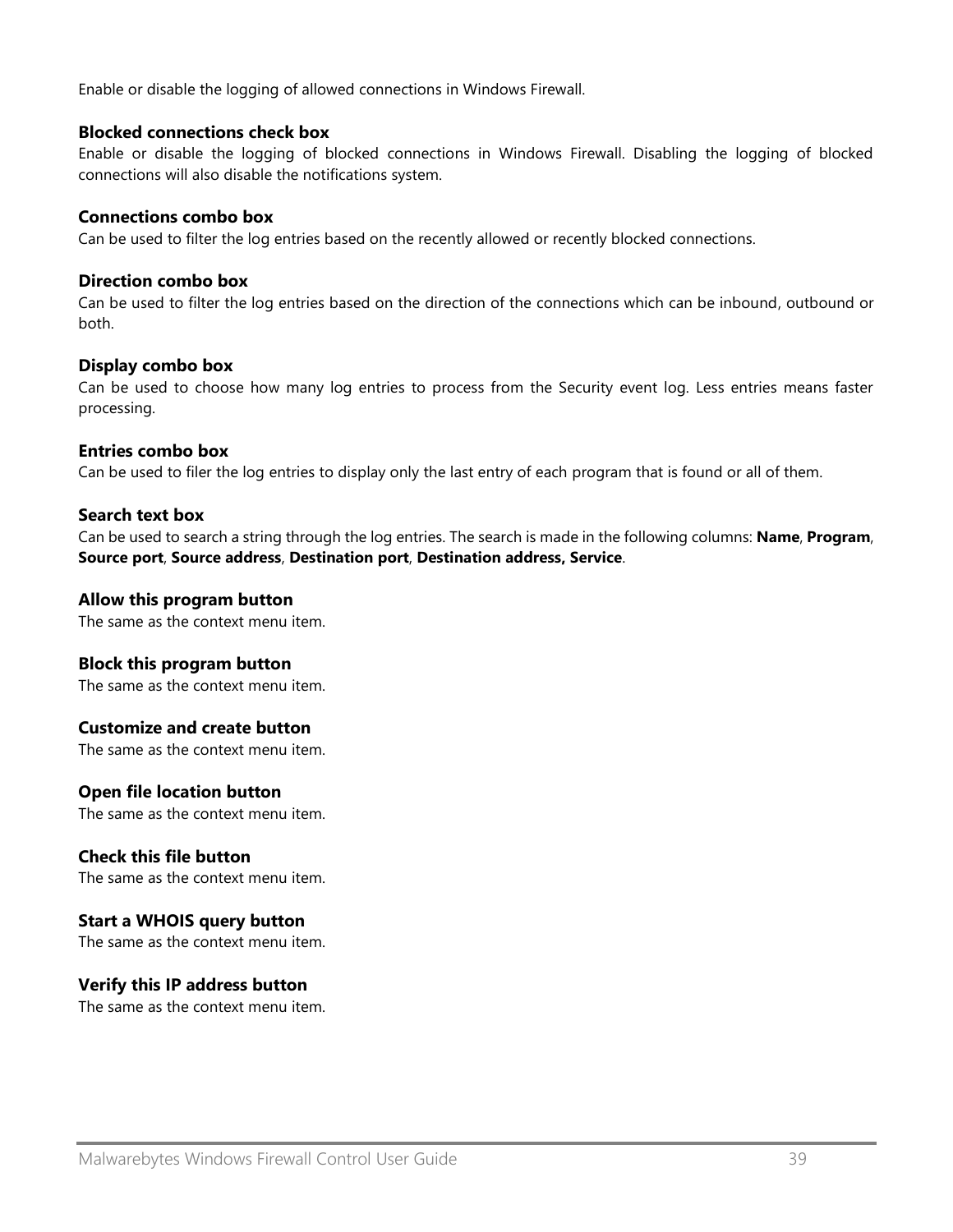Enable or disable the logging of allowed connections in Windows Firewall.

**Blocked connections check box**
Enable or disable the logging of blocked connections in Windows Firewall. Disabling the logging of blocked connections will also disable the notifications system.

**Connections combo box**
Can be used to filter the log entries based on the recently allowed or recently blocked connections.

**Direction combo box**
Can be used to filter the log entries based on the direction of the connections which can be inbound, outbound or both.

**Display combo box**
Can be used to choose how many log entries to process from the Security event log. Less entries means faster processing.

**Entries combo box**
Can be used to filer the log entries to display only the last entry of each program that is found or all of them.

**Search text box**
Can be used to search a string through the log entries. The search is made in the following columns: **Name**, **Program**, **Source port**, **Source address**, **Destination port**, **Destination address, Service**.

**Allow this program button**
The same as the context menu item.

**Block this program button**
The same as the context menu item.

**Customize and create button**
The same as the context menu item.

**Open file location button**
The same as the context menu item.

**Check this file button**
The same as the context menu item.

**Start a WHOIS query button**
The same as the context menu item.

**Verify this IP address button**
The same as the context menu item.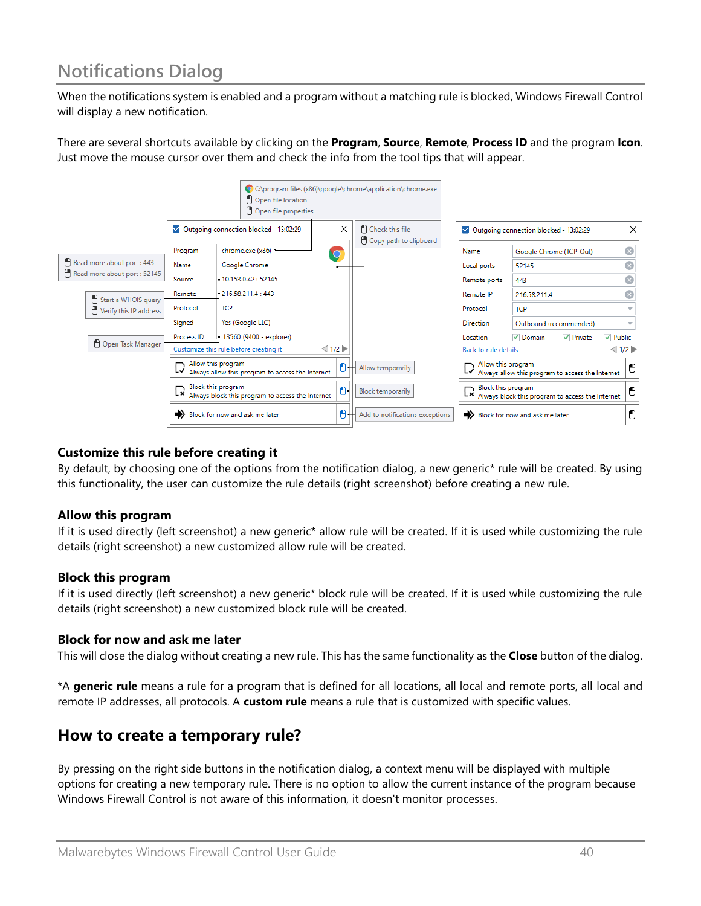## Notifications Dialog

When the notifications system is enabled and a program without a matching rule is blocked, Windows Firewall Control will display a new notification.

There are several shortcuts available by clicking on the **Program**, **Source**, **Remote**, **Process ID** and the program **Icon**. Just move the mouse cursor over them and check the info from the tool tips that will appear.

### Customize this rule before creating it

By default, by choosing one of the options from the notification dialog, a new generic* rule will be created. By using this functionality, the user can customize the rule details (right screenshot) before creating a new rule.

### Allow this program

If it is used directly (left screenshot) a new generic* allow rule will be created. If it is used while customizing the rule details (right screenshot) a new customized allow rule will be created.

### Block this program

If it is used directly (left screenshot) a new generic* block rule will be created. If it is used while customizing the rule details (right screenshot) a new customized block rule will be created.

### Block for now and ask me later

This will close the dialog without creating a new rule. This has the same functionality as the **Close** button of the dialog.

*A **generic rule** means a rule for a program that is defined for all locations, all local and remote ports, all local and remote IP addresses, all protocols. A **custom rule** means a rule that is customized with specific values.

## How to create a temporary rule?

By pressing on the right side buttons in the notification dialog, a context menu will be displayed with multiple options for creating a new temporary rule. There is no option to allow the current instance of the program because Windows Firewall Control is not aware of this information, it doesn't monitor processes.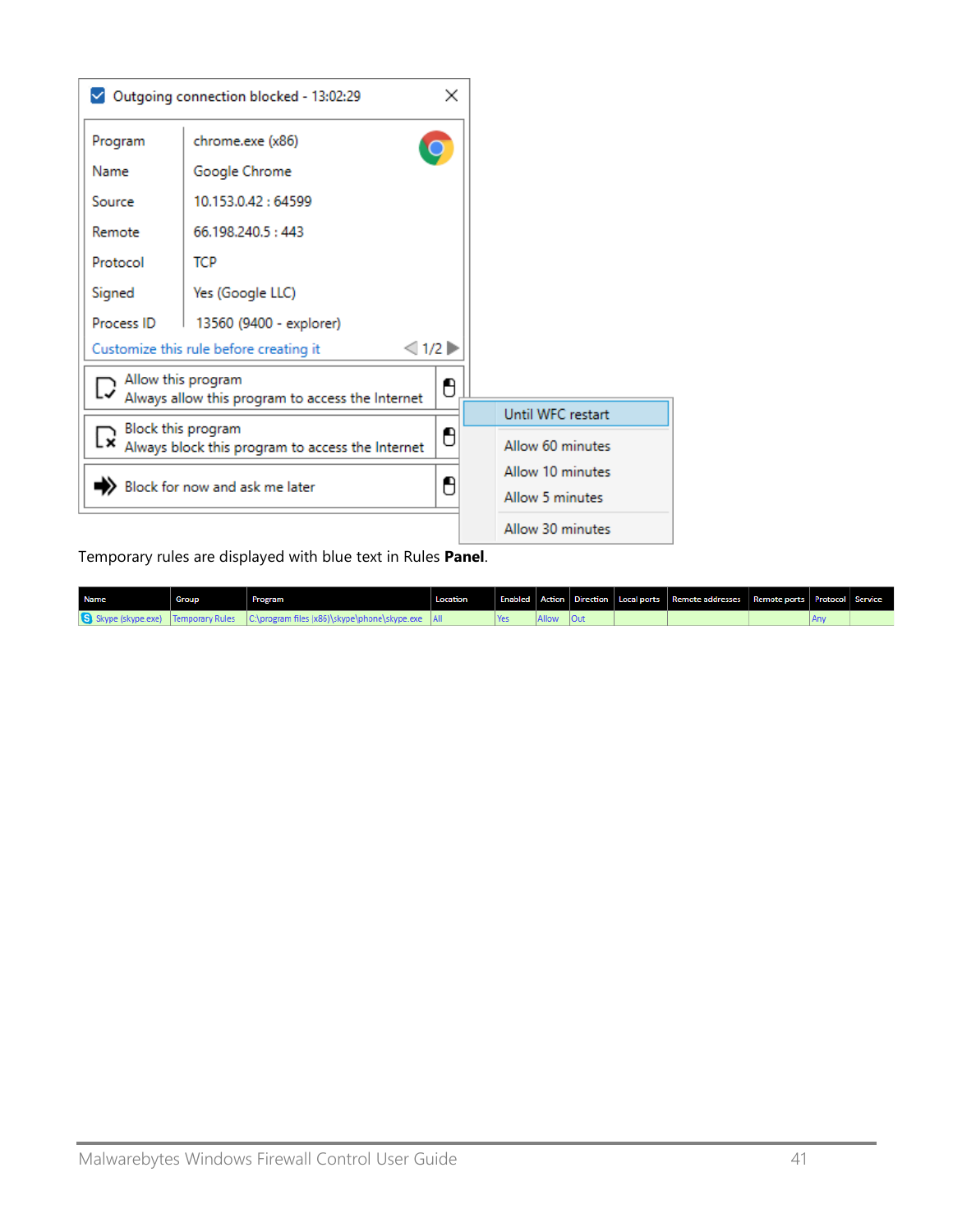Outgoing connection blocked - 13:02:29

| Program | chrome.exe (x86) |
|---|---|
| Name | Google Chrome |
| Source | 10.153.0.42 : 64599 |
| Remote | 66.198.240.5 : 443 |
| Protocol | TCP |
| Signed | Yes (Google LLC) |
| Process ID | 13560 (9400 - explorer) |

Customize this rule before creating it — 1/2

- Allow this program — Always allow this program to access the Internet
- Block this program — Always block this program to access the Internet
- Block for now and ask me later

Temporary rule options:

- Until WFC restart
- Allow 60 minutes
- Allow 10 minutes
- Allow 5 minutes
- Allow 30 minutes

Temporary rules are displayed with blue text in Rules **Panel**.

| Name | Group | Program | Location | Enabled | Action | Direction | Local ports | Remote addresses | Remote ports | Protocol | Service |
|---|---|---|---|---|---|---|---|---|---|---|---|
| Skype (skype.exe) | Temporary Rules | C:\program files (x86)\skype\phone\skype.exe | All | Yes | Allow | Out | | | | Any | |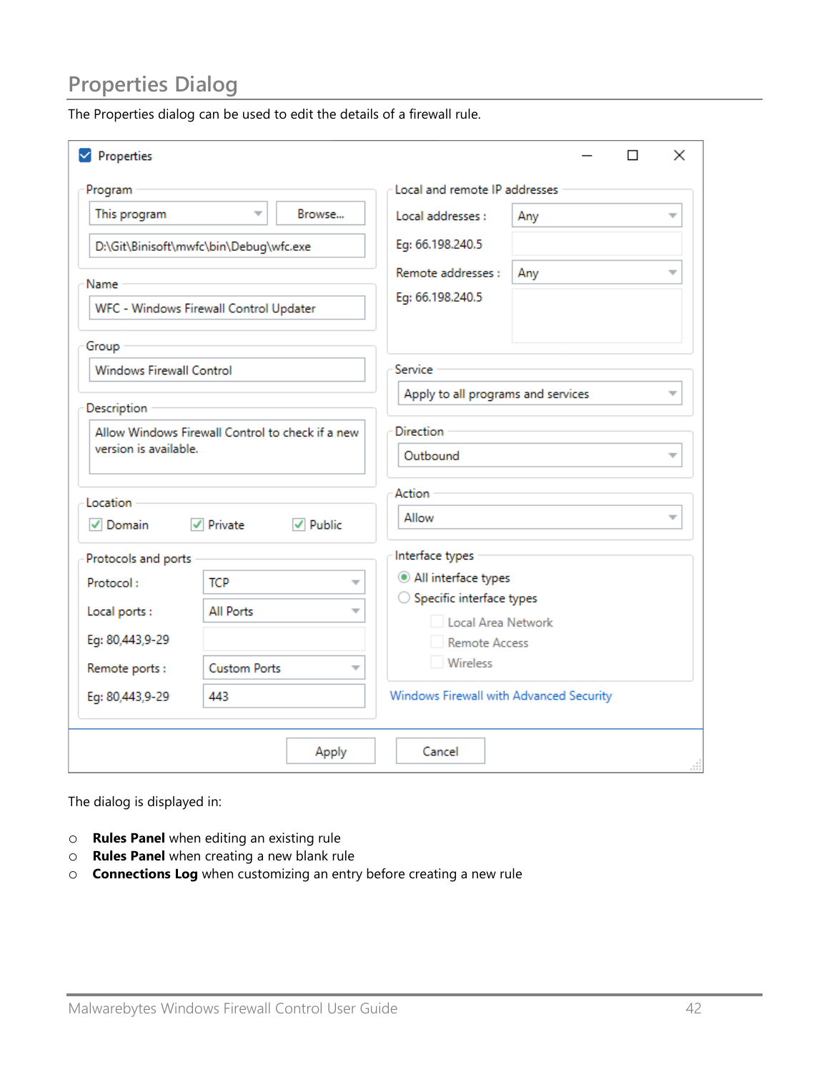## Properties Dialog

The Properties dialog can be used to edit the details of a firewall rule.

The dialog is displayed in:

- **Rules Panel** when editing an existing rule
- **Rules Panel** when creating a new blank rule
- **Connections Log** when customizing an entry before creating a new rule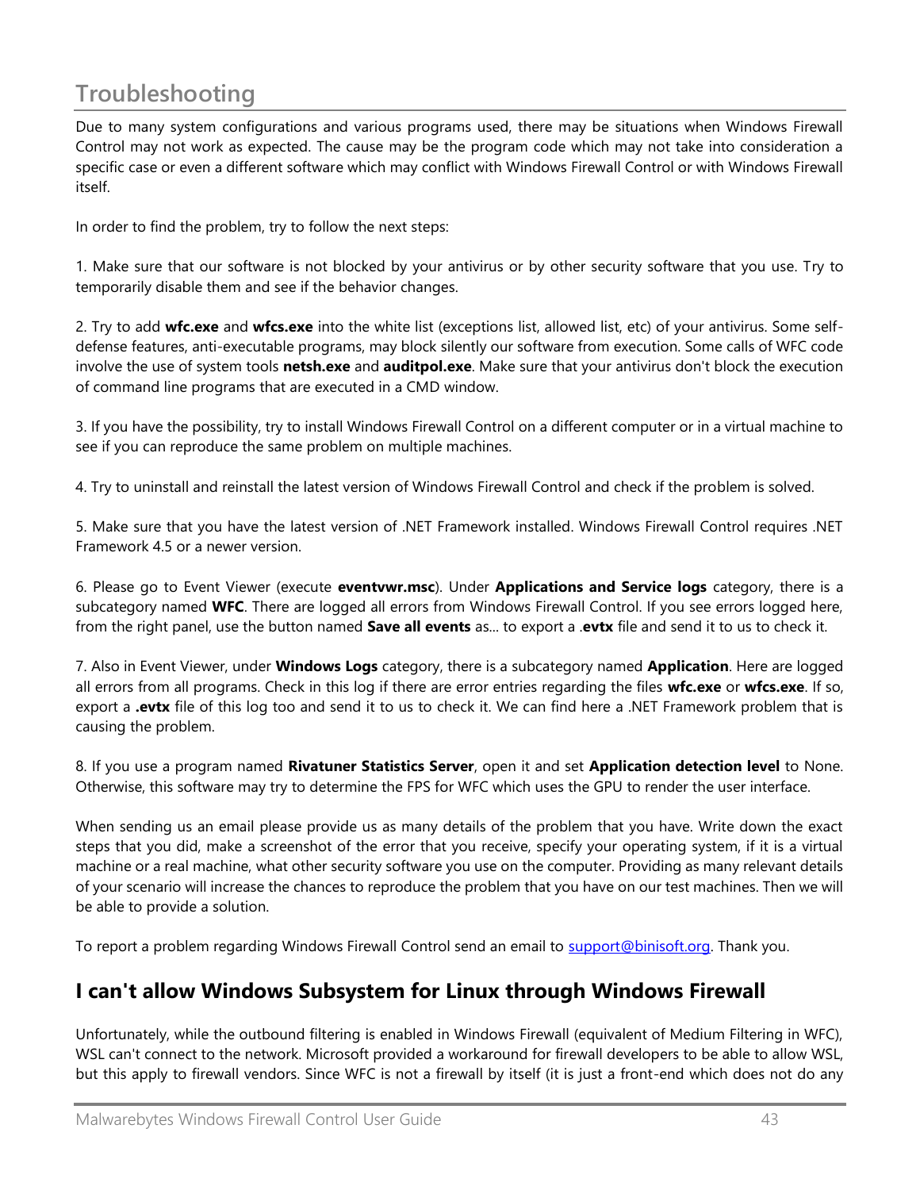# Troubleshooting

Due to many system configurations and various programs used, there may be situations when Windows Firewall Control may not work as expected. The cause may be the program code which may not take into consideration a specific case or even a different software which may conflict with Windows Firewall Control or with Windows Firewall itself.

In order to find the problem, try to follow the next steps:

1. Make sure that our software is not blocked by your antivirus or by other security software that you use. Try to temporarily disable them and see if the behavior changes.

2. Try to add **wfc.exe** and **wfcs.exe** into the white list (exceptions list, allowed list, etc) of your antivirus. Some self-defense features, anti-executable programs, may block silently our software from execution. Some calls of WFC code involve the use of system tools **netsh.exe** and **auditpol.exe**. Make sure that your antivirus don't block the execution of command line programs that are executed in a CMD window.

3. If you have the possibility, try to install Windows Firewall Control on a different computer or in a virtual machine to see if you can reproduce the same problem on multiple machines.

4. Try to uninstall and reinstall the latest version of Windows Firewall Control and check if the problem is solved.

5. Make sure that you have the latest version of .NET Framework installed. Windows Firewall Control requires .NET Framework 4.5 or a newer version.

6. Please go to Event Viewer (execute **eventvwr.msc**). Under **Applications and Service logs** category, there is a subcategory named **WFC**. There are logged all errors from Windows Firewall Control. If you see errors logged here, from the right panel, use the button named **Save all events** as... to export a **.evtx** file and send it to us to check it.

7. Also in Event Viewer, under **Windows Logs** category, there is a subcategory named **Application**. Here are logged all errors from all programs. Check in this log if there are error entries regarding the files **wfc.exe** or **wfcs.exe**. If so, export a **.evtx** file of this log too and send it to us to check it. We can find here a .NET Framework problem that is causing the problem.

8. If you use a program named **Rivatuner Statistics Server**, open it and set **Application detection level** to None. Otherwise, this software may try to determine the FPS for WFC which uses the GPU to render the user interface.

When sending us an email please provide us as many details of the problem that you have. Write down the exact steps that you did, make a screenshot of the error that you receive, specify your operating system, if it is a virtual machine or a real machine, what other security software you use on the computer. Providing as many relevant details of your scenario will increase the chances to reproduce the problem that you have on our test machines. Then we will be able to provide a solution.

To report a problem regarding Windows Firewall Control send an email to [support@binisoft.org](mailto:support@binisoft.org). Thank you.

## I can't allow Windows Subsystem for Linux through Windows Firewall

Unfortunately, while the outbound filtering is enabled in Windows Firewall (equivalent of Medium Filtering in WFC), WSL can't connect to the network. Microsoft provided a workaround for firewall developers to be able to allow WSL, but this apply to firewall vendors. Since WFC is not a firewall by itself (it is just a front-end which does not do any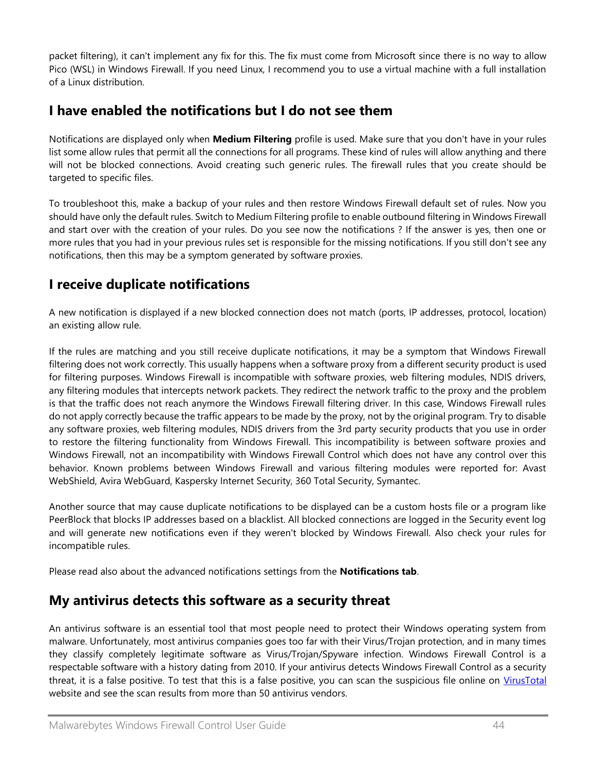packet filtering), it can't implement any fix for this. The fix must come from Microsoft since there is no way to allow Pico (WSL) in Windows Firewall. If you need Linux, I recommend you to use a virtual machine with a full installation of a Linux distribution.

## I have enabled the notifications but I do not see them

Notifications are displayed only when **Medium Filtering** profile is used. Make sure that you don't have in your rules list some allow rules that permit all the connections for all programs. These kind of rules will allow anything and there will not be blocked connections. Avoid creating such generic rules. The firewall rules that you create should be targeted to specific files.

To troubleshoot this, make a backup of your rules and then restore Windows Firewall default set of rules. Now you should have only the default rules. Switch to Medium Filtering profile to enable outbound filtering in Windows Firewall and start over with the creation of your rules. Do you see now the notifications ? If the answer is yes, then one or more rules that you had in your previous rules set is responsible for the missing notifications. If you still don't see any notifications, then this may be a symptom generated by software proxies.

## I receive duplicate notifications

A new notification is displayed if a new blocked connection does not match (ports, IP addresses, protocol, location) an existing allow rule.

If the rules are matching and you still receive duplicate notifications, it may be a symptom that Windows Firewall filtering does not work correctly. This usually happens when a software proxy from a different security product is used for filtering purposes. Windows Firewall is incompatible with software proxies, web filtering modules, NDIS drivers, any filtering modules that intercepts network packets. They redirect the network traffic to the proxy and the problem is that the traffic does not reach anymore the Windows Firewall filtering driver. In this case, Windows Firewall rules do not apply correctly because the traffic appears to be made by the proxy, not by the original program. Try to disable any software proxies, web filtering modules, NDIS drivers from the 3rd party security products that you use in order to restore the filtering functionality from Windows Firewall. This incompatibility is between software proxies and Windows Firewall, not an incompatibility with Windows Firewall Control which does not have any control over this behavior. Known problems between Windows Firewall and various filtering modules were reported for: Avast WebShield, Avira WebGuard, Kaspersky Internet Security, 360 Total Security, Symantec.

Another source that may cause duplicate notifications to be displayed can be a custom hosts file or a program like PeerBlock that blocks IP addresses based on a blacklist. All blocked connections are logged in the Security event log and will generate new notifications even if they weren't blocked by Windows Firewall. Also check your rules for incompatible rules.

Please read also about the advanced notifications settings from the **Notifications tab**.

## My antivirus detects this software as a security threat

An antivirus software is an essential tool that most people need to protect their Windows operating system from malware. Unfortunately, most antivirus companies goes too far with their Virus/Trojan protection, and in many times they classify completely legitimate software as Virus/Trojan/Spyware infection. Windows Firewall Control is a respectable software with a history dating from 2010. If your antivirus detects Windows Firewall Control as a security threat, it is a false positive. To test that this is a false positive, you can scan the suspicious file online on VirusTotal website and see the scan results from more than 50 antivirus vendors.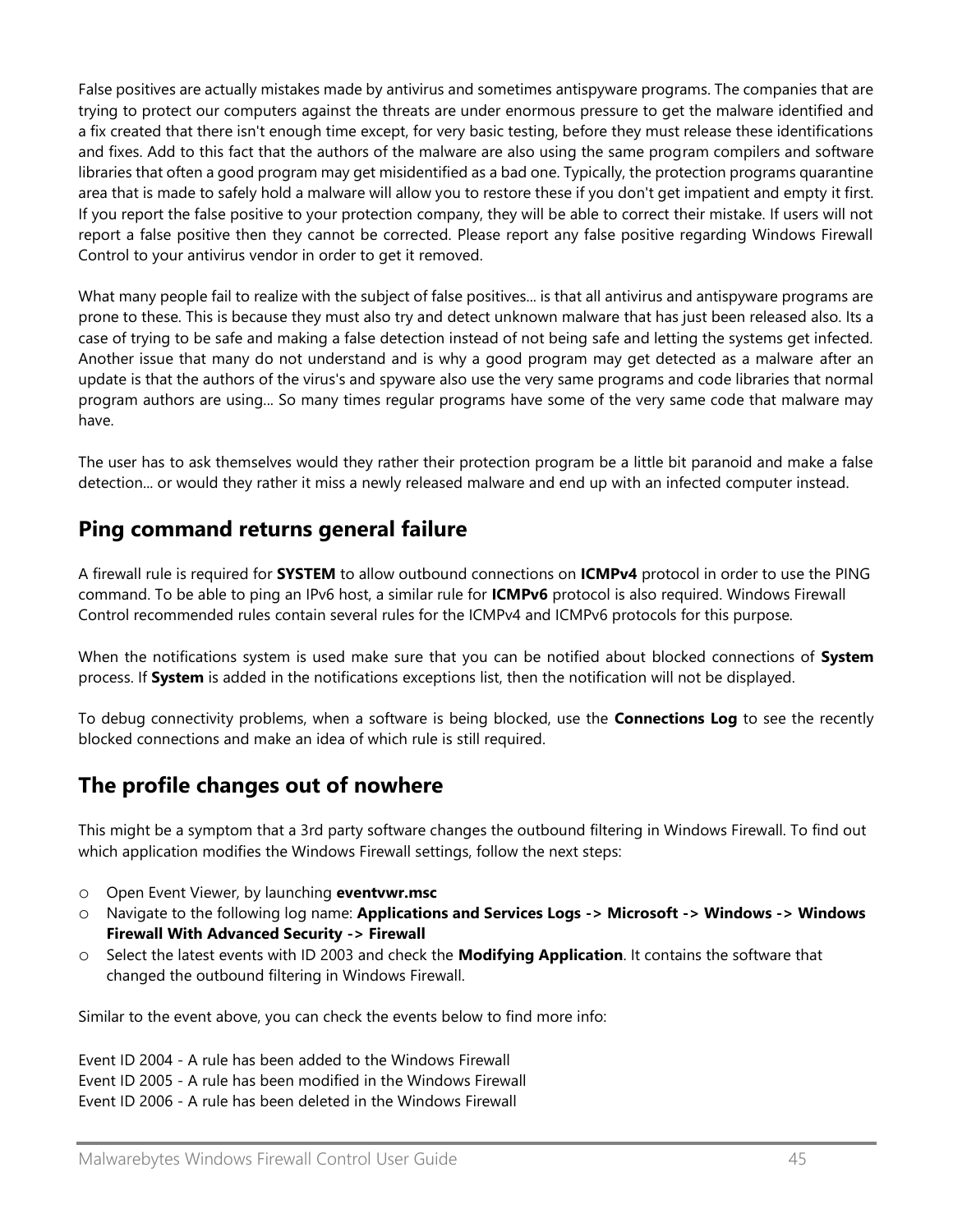False positives are actually mistakes made by antivirus and sometimes antispyware programs. The companies that are trying to protect our computers against the threats are under enormous pressure to get the malware identified and a fix created that there isn't enough time except, for very basic testing, before they must release these identifications and fixes. Add to this fact that the authors of the malware are also using the same program compilers and software libraries that often a good program may get misidentified as a bad one. Typically, the protection programs quarantine area that is made to safely hold a malware will allow you to restore these if you don't get impatient and empty it first. If you report the false positive to your protection company, they will be able to correct their mistake. If users will not report a false positive then they cannot be corrected. Please report any false positive regarding Windows Firewall Control to your antivirus vendor in order to get it removed.

What many people fail to realize with the subject of false positives... is that all antivirus and antispyware programs are prone to these. This is because they must also try and detect unknown malware that has just been released also. Its a case of trying to be safe and making a false detection instead of not being safe and letting the systems get infected. Another issue that many do not understand and is why a good program may get detected as a malware after an update is that the authors of the virus's and spyware also use the very same programs and code libraries that normal program authors are using... So many times regular programs have some of the very same code that malware may have.

The user has to ask themselves would they rather their protection program be a little bit paranoid and make a false detection... or would they rather it miss a newly released malware and end up with an infected computer instead.

## Ping command returns general failure

A firewall rule is required for **SYSTEM** to allow outbound connections on **ICMPv4** protocol in order to use the PING command. To be able to ping an IPv6 host, a similar rule for **ICMPv6** protocol is also required. Windows Firewall Control recommended rules contain several rules for the ICMPv4 and ICMPv6 protocols for this purpose.

When the notifications system is used make sure that you can be notified about blocked connections of **System** process. If **System** is added in the notifications exceptions list, then the notification will not be displayed.

To debug connectivity problems, when a software is being blocked, use the **Connections Log** to see the recently blocked connections and make an idea of which rule is still required.

## The profile changes out of nowhere

This might be a symptom that a 3rd party software changes the outbound filtering in Windows Firewall. To find out which application modifies the Windows Firewall settings, follow the next steps:

- Open Event Viewer, by launching **eventvwr.msc**
- Navigate to the following log name: **Applications and Services Logs -> Microsoft -> Windows -> Windows Firewall With Advanced Security -> Firewall**
- Select the latest events with ID 2003 and check the **Modifying Application**. It contains the software that changed the outbound filtering in Windows Firewall.

Similar to the event above, you can check the events below to find more info:

Event ID 2004 - A rule has been added to the Windows Firewall
Event ID 2005 - A rule has been modified in the Windows Firewall
Event ID 2006 - A rule has been deleted in the Windows Firewall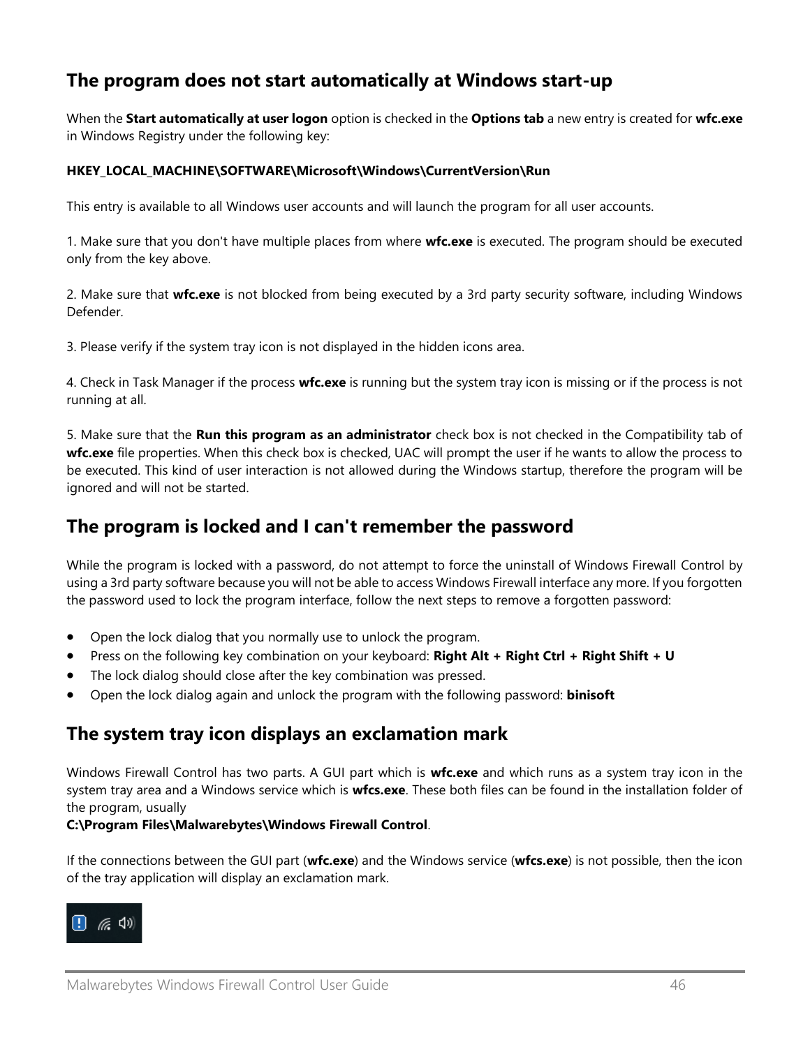## The program does not start automatically at Windows start-up

When the **Start automatically at user logon** option is checked in the **Options tab** a new entry is created for **wfc.exe** in Windows Registry under the following key:

**HKEY_LOCAL_MACHINE\SOFTWARE\Microsoft\Windows\CurrentVersion\Run**

This entry is available to all Windows user accounts and will launch the program for all user accounts.

1. Make sure that you don't have multiple places from where **wfc.exe** is executed. The program should be executed only from the key above.

2. Make sure that **wfc.exe** is not blocked from being executed by a 3rd party security software, including Windows Defender.

3. Please verify if the system tray icon is not displayed in the hidden icons area.

4. Check in Task Manager if the process **wfc.exe** is running but the system tray icon is missing or if the process is not running at all.

5. Make sure that the **Run this program as an administrator** check box is not checked in the Compatibility tab of **wfc.exe** file properties. When this check box is checked, UAC will prompt the user if he wants to allow the process to be executed. This kind of user interaction is not allowed during the Windows startup, therefore the program will be ignored and will not be started.

## The program is locked and I can't remember the password

While the program is locked with a password, do not attempt to force the uninstall of Windows Firewall Control by using a 3rd party software because you will not be able to access Windows Firewall interface any more. If you forgotten the password used to lock the program interface, follow the next steps to remove a forgotten password:

- Open the lock dialog that you normally use to unlock the program.
- Press on the following key combination on your keyboard: **Right Alt + Right Ctrl + Right Shift + U**
- The lock dialog should close after the key combination was pressed.
- Open the lock dialog again and unlock the program with the following password: **binisoft**

## The system tray icon displays an exclamation mark

Windows Firewall Control has two parts. A GUI part which is **wfc.exe** and which runs as a system tray icon in the system tray area and a Windows service which is **wfcs.exe**. These both files can be found in the installation folder of the program, usually
**C:\Program Files\Malwarebytes\Windows Firewall Control**.

If the connections between the GUI part (**wfc.exe**) and the Windows service (**wfcs.exe**) is not possible, then the icon of the tray application will display an exclamation mark.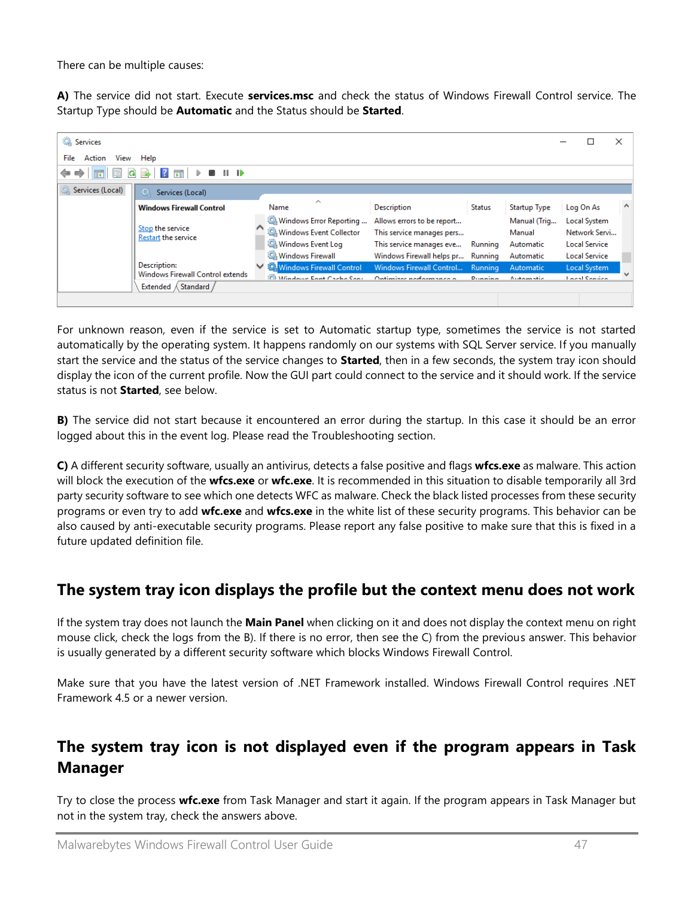There can be multiple causes:

**A)** The service did not start. Execute **services.msc** and check the status of Windows Firewall Control service. The Startup Type should be **Automatic** and the Status should be **Started**.

For unknown reason, even if the service is set to Automatic startup type, sometimes the service is not started automatically by the operating system. It happens randomly on our systems with SQL Server service. If you manually start the service and the status of the service changes to **Started**, then in a few seconds, the system tray icon should display the icon of the current profile. Now the GUI part could connect to the service and it should work. If the service status is not **Started**, see below.

**B)** The service did not start because it encountered an error during the startup. In this case it should be an error logged about this in the event log. Please read the Troubleshooting section.

**C)** A different security software, usually an antivirus, detects a false positive and flags **wfcs.exe** as malware. This action will block the execution of the **wfcs.exe** or **wfc.exe**. It is recommended in this situation to disable temporarily all 3rd party security software to see which one detects WFC as malware. Check the black listed processes from these security programs or even try to add **wfc.exe** and **wfcs.exe** in the white list of these security programs. This behavior can be also caused by anti-executable security programs. Please report any false positive to make sure that this is fixed in a future updated definition file.

## The system tray icon displays the profile but the context menu does not work

If the system tray does not launch the **Main Panel** when clicking on it and does not display the context menu on right mouse click, check the logs from the B). If there is no error, then see the C) from the previous answer. This behavior is usually generated by a different security software which blocks Windows Firewall Control.

Make sure that you have the latest version of .NET Framework installed. Windows Firewall Control requires .NET Framework 4.5 or a newer version.

## The system tray icon is not displayed even if the program appears in Task Manager

Try to close the process **wfc.exe** from Task Manager and start it again. If the program appears in Task Manager but not in the system tray, check the answers above.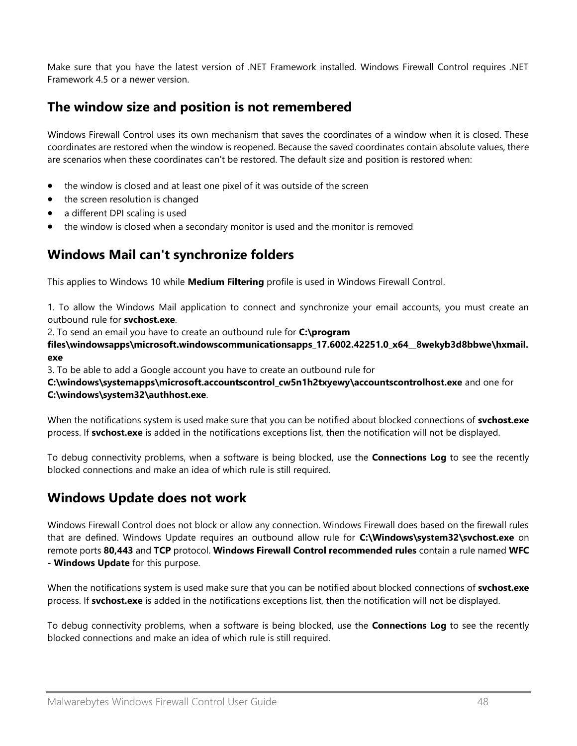Make sure that you have the latest version of .NET Framework installed. Windows Firewall Control requires .NET Framework 4.5 or a newer version.

## The window size and position is not remembered

Windows Firewall Control uses its own mechanism that saves the coordinates of a window when it is closed. These coordinates are restored when the window is reopened. Because the saved coordinates contain absolute values, there are scenarios when these coordinates can't be restored. The default size and position is restored when:

- the window is closed and at least one pixel of it was outside of the screen
- the screen resolution is changed
- a different DPI scaling is used
- the window is closed when a secondary monitor is used and the monitor is removed

## Windows Mail can't synchronize folders

This applies to Windows 10 while **Medium Filtering** profile is used in Windows Firewall Control.

1. To allow the Windows Mail application to connect and synchronize your email accounts, you must create an outbound rule for **svchost.exe**.
2. To send an email you have to create an outbound rule for **C:\program files\windowsapps\microsoft.windowscommunicationsapps_17.6002.42251.0_x64__8wekyb3d8bbwe\hxmail.exe**
3. To be able to add a Google account you have to create an outbound rule for **C:\windows\systemapps\microsoft.accountscontrol_cw5n1h2txyewy\accountscontrolhost.exe** and one for **C:\windows\system32\authhost.exe**.

When the notifications system is used make sure that you can be notified about blocked connections of **svchost.exe** process. If **svchost.exe** is added in the notifications exceptions list, then the notification will not be displayed.

To debug connectivity problems, when a software is being blocked, use the **Connections Log** to see the recently blocked connections and make an idea of which rule is still required.

## Windows Update does not work

Windows Firewall Control does not block or allow any connection. Windows Firewall does based on the firewall rules that are defined. Windows Update requires an outbound allow rule for **C:\Windows\system32\svchost.exe** on remote ports **80,443** and **TCP** protocol. **Windows Firewall Control recommended rules** contain a rule named **WFC - Windows Update** for this purpose.

When the notifications system is used make sure that you can be notified about blocked connections of **svchost.exe** process. If **svchost.exe** is added in the notifications exceptions list, then the notification will not be displayed.

To debug connectivity problems, when a software is being blocked, use the **Connections Log** to see the recently blocked connections and make an idea of which rule is still required.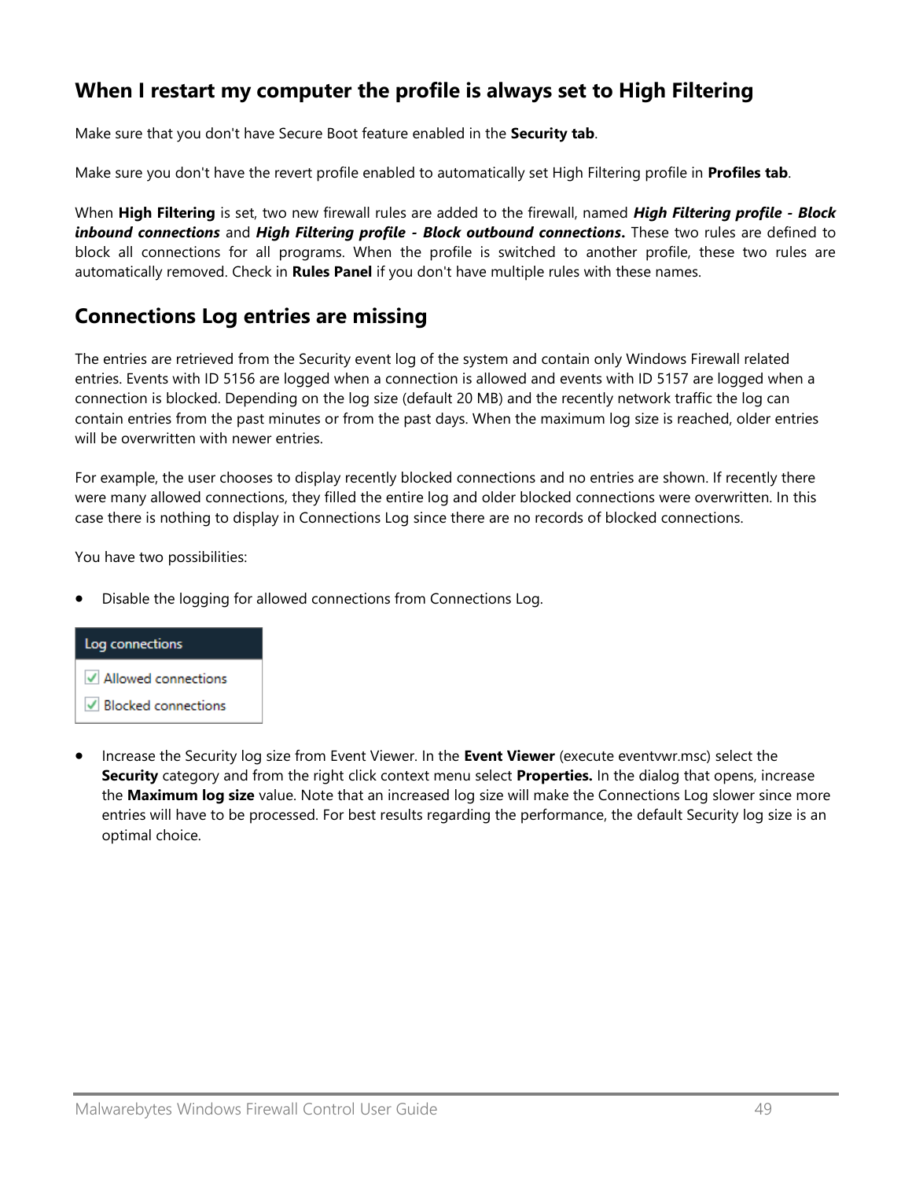## When I restart my computer the profile is always set to High Filtering

Make sure that you don't have Secure Boot feature enabled in the **Security tab**.

Make sure you don't have the revert profile enabled to automatically set High Filtering profile in **Profiles tab**.

When **High Filtering** is set, two new firewall rules are added to the firewall, named ***High Filtering profile - Block inbound connections*** and ***High Filtering profile - Block outbound connections*****.** These two rules are defined to block all connections for all programs. When the profile is switched to another profile, these two rules are automatically removed. Check in **Rules Panel** if you don't have multiple rules with these names.

## Connections Log entries are missing

The entries are retrieved from the Security event log of the system and contain only Windows Firewall related entries. Events with ID 5156 are logged when a connection is allowed and events with ID 5157 are logged when a connection is blocked. Depending on the log size (default 20 MB) and the recently network traffic the log can contain entries from the past minutes or from the past days. When the maximum log size is reached, older entries will be overwritten with newer entries.

For example, the user chooses to display recently blocked connections and no entries are shown. If recently there were many allowed connections, they filled the entire log and older blocked connections were overwritten. In this case there is nothing to display in Connections Log since there are no records of blocked connections.

You have two possibilities:

- Disable the logging for allowed connections from Connections Log.

Log connections

- [x] Allowed connections
- [x] Blocked connections

- Increase the Security log size from Event Viewer. In the **Event Viewer** (execute eventvwr.msc) select the **Security** category and from the right click context menu select **Properties.** In the dialog that opens, increase the **Maximum log size** value. Note that an increased log size will make the Connections Log slower since more entries will have to be processed. For best results regarding the performance, the default Security log size is an optimal choice.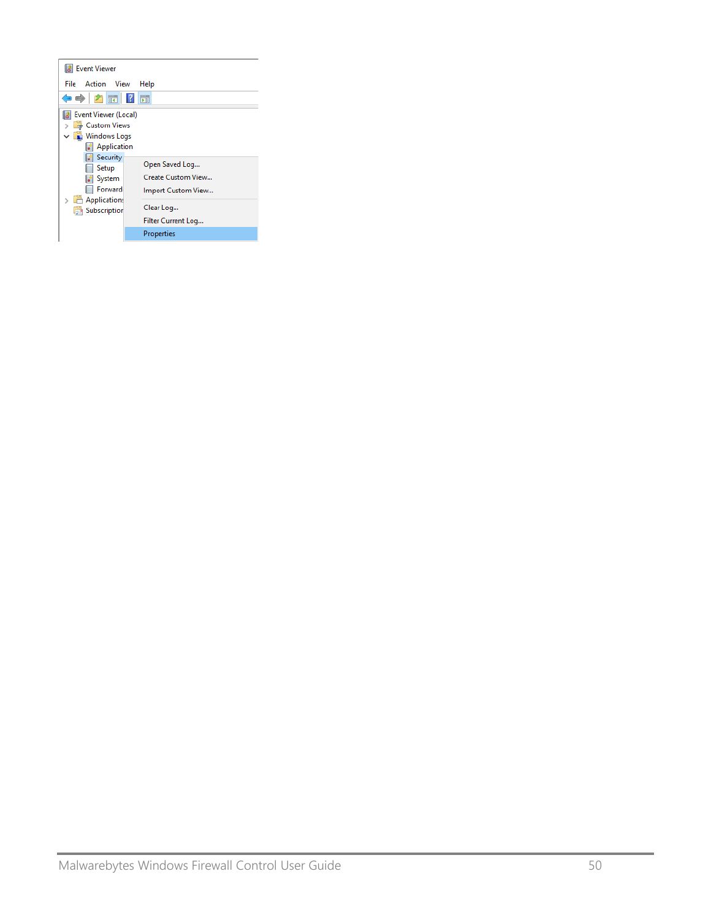Event Viewer

File Action View Help

Event Viewer (Local)
- Custom Views
- Windows Logs
  - Application
  - Security
  - Setup
  - System
  - Forwarded
- Applications
- Subscriptions

Open Saved Log...
Create Custom View...
Import Custom View...
Clear Log...
Filter Current Log...
Properties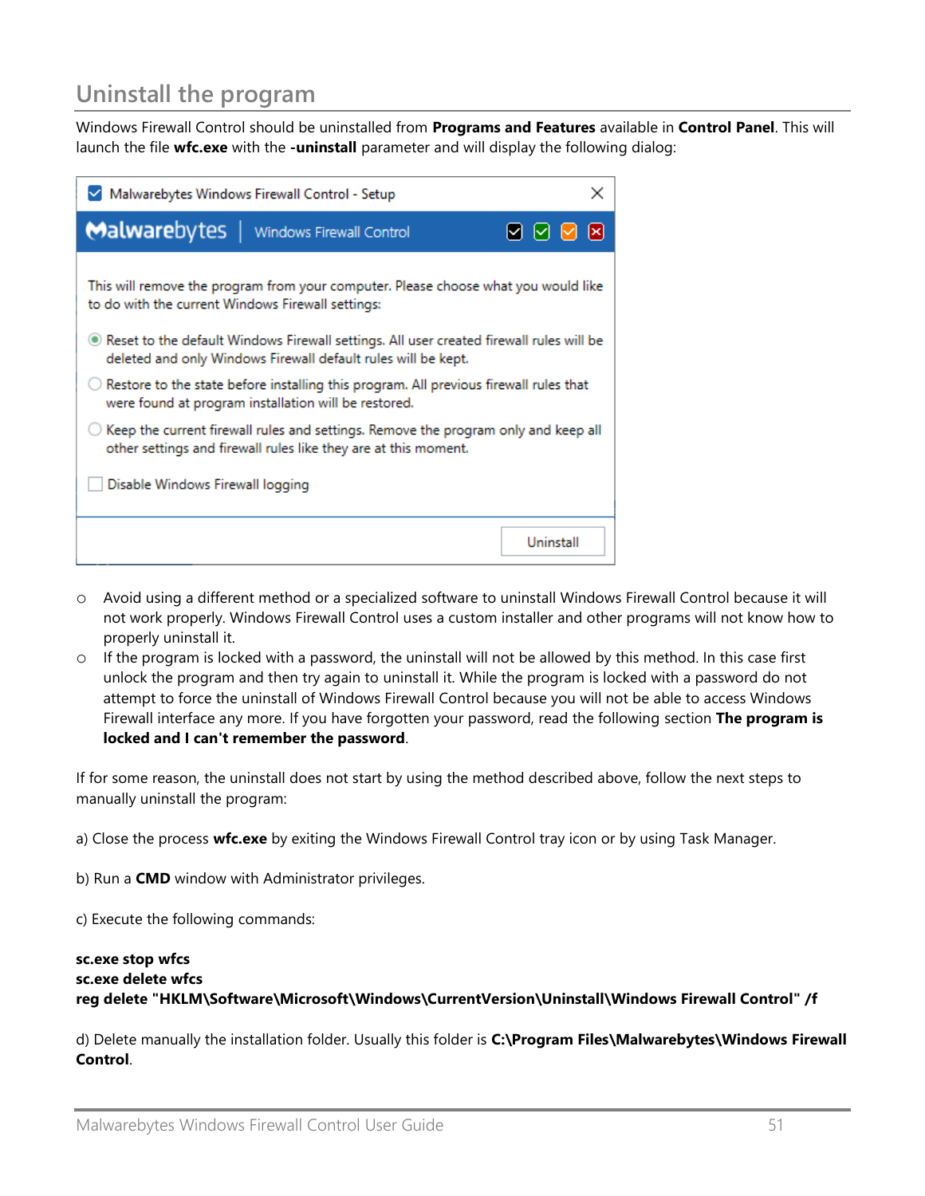## Uninstall the program

Windows Firewall Control should be uninstalled from **Programs and Features** available in **Control Panel**. This will launch the file **wfc.exe** with the **-uninstall** parameter and will display the following dialog:

- Avoid using a different method or a specialized software to uninstall Windows Firewall Control because it will not work properly. Windows Firewall Control uses a custom installer and other programs will not know how to properly uninstall it.
- If the program is locked with a password, the uninstall will not be allowed by this method. In this case first unlock the program and then try again to uninstall it. While the program is locked with a password do not attempt to force the uninstall of Windows Firewall Control because you will not be able to access Windows Firewall interface any more. If you have forgotten your password, read the following section **The program is locked and I can't remember the password**.

If for some reason, the uninstall does not start by using the method described above, follow the next steps to manually uninstall the program:

a) Close the process **wfc.exe** by exiting the Windows Firewall Control tray icon or by using Task Manager.

b) Run a **CMD** window with Administrator privileges.

c) Execute the following commands:

```
sc.exe stop wfcs
sc.exe delete wfcs
reg delete "HKLM\Software\Microsoft\Windows\CurrentVersion\Uninstall\Windows Firewall Control" /f
```

d) Delete manually the installation folder. Usually this folder is **C:\Program Files\Malwarebytes\Windows Firewall Control**.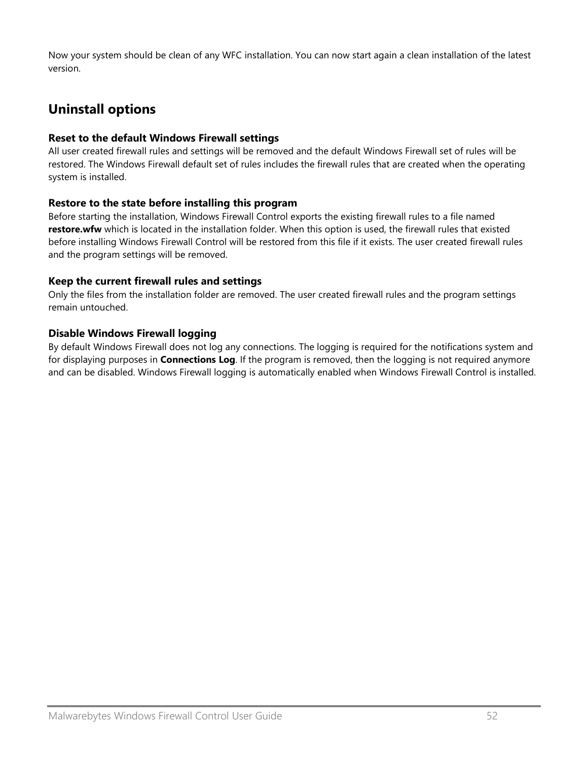Now your system should be clean of any WFC installation. You can now start again a clean installation of the latest version.

## Uninstall options

### Reset to the default Windows Firewall settings

All user created firewall rules and settings will be removed and the default Windows Firewall set of rules will be restored. The Windows Firewall default set of rules includes the firewall rules that are created when the operating system is installed.

### Restore to the state before installing this program

Before starting the installation, Windows Firewall Control exports the existing firewall rules to a file named **restore.wfw** which is located in the installation folder. When this option is used, the firewall rules that existed before installing Windows Firewall Control will be restored from this file if it exists. The user created firewall rules and the program settings will be removed.

### Keep the current firewall rules and settings

Only the files from the installation folder are removed. The user created firewall rules and the program settings remain untouched.

### Disable Windows Firewall logging

By default Windows Firewall does not log any connections. The logging is required for the notifications system and for displaying purposes in **Connections Log**. If the program is removed, then the logging is not required anymore and can be disabled. Windows Firewall logging is automatically enabled when Windows Firewall Control is installed.